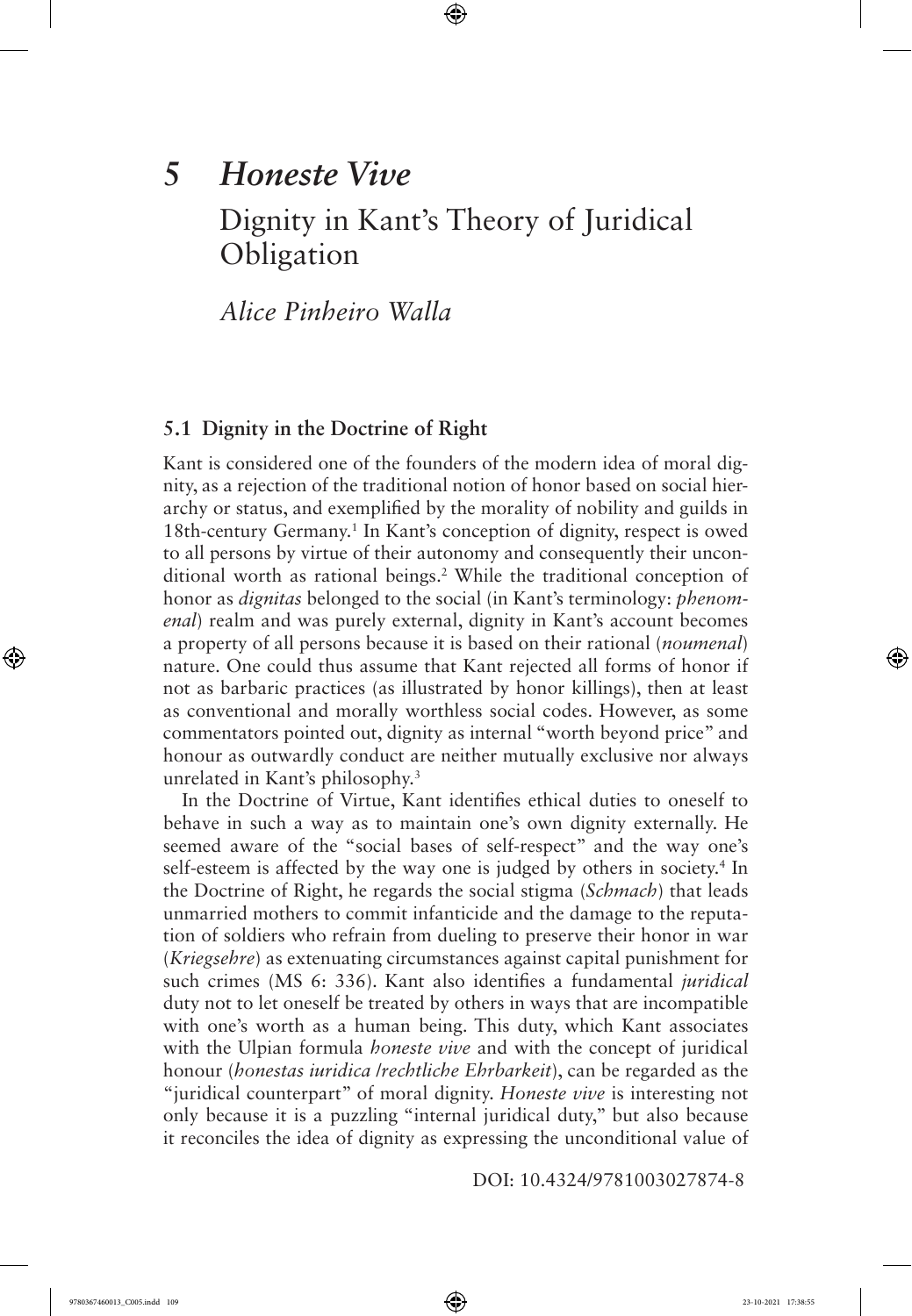# 5 *Honeste Vive*

## Dignity in Kant's Theory of Juridical Obligation

*Alice Pinheiro Walla*

### 5.1 Dignity in the Doctrine of Right

Kant is considered one of the founders of the modern idea of moral dignity, as a rejection of the traditional notion of honor based on social hierarchy or status, and exemplified by the morality of nobility and guilds in 18th-century Germany.[1] In Kant's conception of dignity, respect is owed to all persons by virtue of their autonomy and consequently their unconditional worth as rational beings.[2] While the traditional conception of honor as *dignitas* belonged to the social (in Kant's terminology: *phenomenal*) realm and was purely external, dignity in Kant's account becomes a property of all persons because it is based on their rational (*noumenal*) nature. One could thus assume that Kant rejected all forms of honor if not as barbaric practices (as illustrated by honor killings), then at least as conventional and morally worthless social codes. However, as some commentators pointed out, dignity as internal "worth beyond price" and honour as outwardly conduct are neither mutually exclusive nor always unrelated in Kant's philosophy.[3]

In the Doctrine of Virtue, Kant identifies ethical duties to oneself to behave in such a way as to maintain one's own dignity externally. He seemed aware of the "social bases of self-respect" and the way one's self-esteem is affected by the way one is judged by others in society.[4] In the Doctrine of Right, he regards the social stigma (*Schmach*) that leads unmarried mothers to commit infanticide and the damage to the reputation of soldiers who refrain from dueling to preserve their honor in war (*Kriegsehre*) as extenuating circumstances against capital punishment for such crimes (MS 6: 336). Kant also identifies a fundamental *juridical* duty not to let oneself be treated by others in ways that are incompatible with one's worth as a human being. This duty, which Kant associates with the Ulpian formula *honeste vive* and with the concept of juridical honour (*honestas iuridica* /*rechtliche Ehrbarkeit*), can be regarded as the "juridical counterpart" of moral dignity. *Honeste vive* is interesting not only because it is a puzzling "internal juridical duty," but also because it reconciles the idea of dignity as expressing the unconditional value of

DOI: 10.4324/9781003027874-8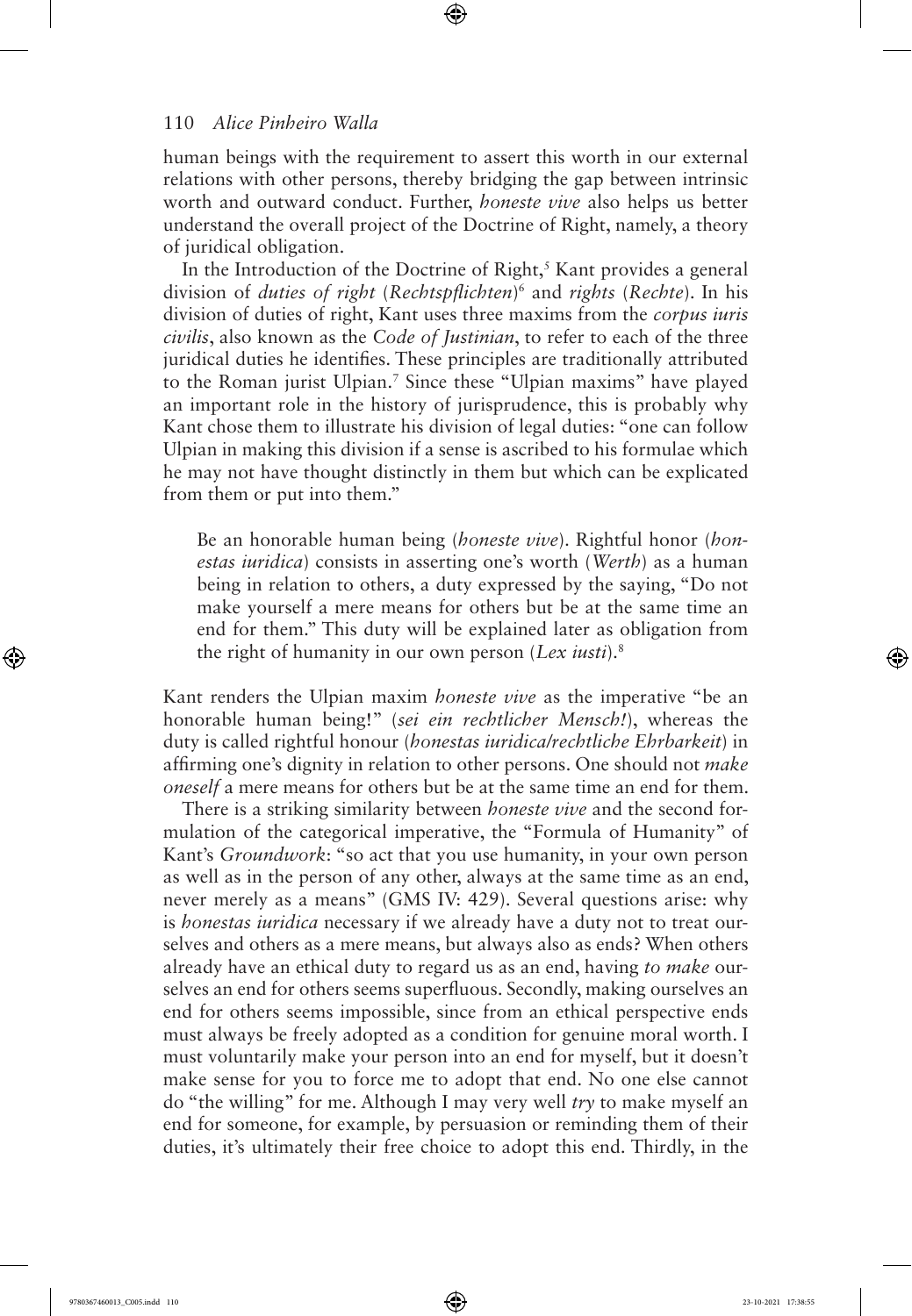human beings with the requirement to assert this worth in our external relations with other persons, thereby bridging the gap between intrinsic worth and outward conduct. Further, *honeste vive* also helps us better understand the overall project of the Doctrine of Right, namely, a theory of juridical obligation.

In the Introduction of the Doctrine of Right,[5] Kant provides a general division of *duties of right* (*Rechtspflichten*)[6] and *rights* (*Rechte*). In his division of duties of right, Kant uses three maxims from the *corpus iuris civilis*, also known as the *Code of Justinian*, to refer to each of the three juridical duties he identifies. These principles are traditionally attributed to the Roman jurist Ulpian.[7] Since these "Ulpian maxims" have played an important role in the history of jurisprudence, this is probably why Kant chose them to illustrate his division of legal duties: "one can follow Ulpian in making this division if a sense is ascribed to his formulae which he may not have thought distinctly in them but which can be explicated from them or put into them."

> Be an honorable human being (*honeste vive*). Rightful honor (*honestas iuridica*) consists in asserting one's worth (*Werth*) as a human being in relation to others, a duty expressed by the saying, "Do not make yourself a mere means for others but be at the same time an end for them." This duty will be explained later as obligation from the right of humanity in our own person (*Lex iusti*).[8]

Kant renders the Ulpian maxim *honeste vive* as the imperative "be an honorable human being!" (*sei ein rechtlicher Mensch!*), whereas the duty is called rightful honour (*honestas iuridica/rechtliche Ehrbarkeit*) in affirming one's dignity in relation to other persons. One should not *make oneself* a mere means for others but be at the same time an end for them.

There is a striking similarity between *honeste vive* and the second formulation of the categorical imperative, the "Formula of Humanity" of Kant's *Groundwork*: "so act that you use humanity, in your own person as well as in the person of any other, always at the same time as an end, never merely as a means" (GMS IV: 429). Several questions arise: why is *honestas iuridica* necessary if we already have a duty not to treat ourselves and others as a mere means, but always also as ends? When others already have an ethical duty to regard us as an end, having *to make* ourselves an end for others seems superfluous. Secondly, making ourselves an end for others seems impossible, since from an ethical perspective ends must always be freely adopted as a condition for genuine moral worth. I must voluntarily make your person into an end for myself, but it doesn't make sense for you to force me to adopt that end. No one else cannot do "the willing" for me. Although I may very well *try* to make myself an end for someone, for example, by persuasion or reminding them of their duties, it's ultimately their free choice to adopt this end. Thirdly, in the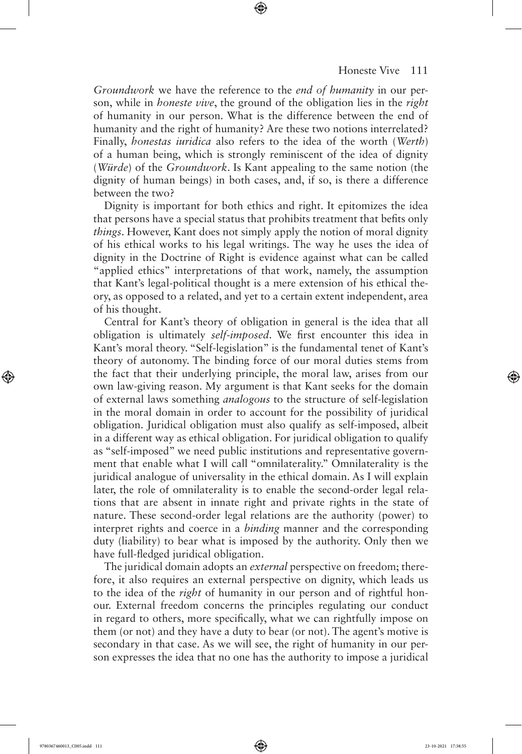*Groundwork* we have the reference to the *end of humanity* in our person, while in *honeste vive*, the ground of the obligation lies in the *right* of humanity in our person. What is the difference between the end of humanity and the right of humanity? Are these two notions interrelated? Finally, *honestas iuridica* also refers to the idea of the worth (*Werth*) of a human being, which is strongly reminiscent of the idea of dignity (*Würde*) of the *Groundwork*. Is Kant appealing to the same notion (the dignity of human beings) in both cases, and, if so, is there a difference between the two?

Dignity is important for both ethics and right. It epitomizes the idea that persons have a special status that prohibits treatment that befits only *things*. However, Kant does not simply apply the notion of moral dignity of his ethical works to his legal writings. The way he uses the idea of dignity in the Doctrine of Right is evidence against what can be called "applied ethics" interpretations of that work, namely, the assumption that Kant's legal-political thought is a mere extension of his ethical theory, as opposed to a related, and yet to a certain extent independent, area of his thought.

Central for Kant's theory of obligation in general is the idea that all obligation is ultimately *self-imposed*. We first encounter this idea in Kant's moral theory. "Self-legislation" is the fundamental tenet of Kant's theory of autonomy. The binding force of our moral duties stems from the fact that their underlying principle, the moral law, arises from our own law-giving reason. My argument is that Kant seeks for the domain of external laws something *analogous* to the structure of self-legislation in the moral domain in order to account for the possibility of juridical obligation. Juridical obligation must also qualify as self-imposed, albeit in a different way as ethical obligation. For juridical obligation to qualify as "self-imposed" we need public institutions and representative government that enable what I will call "omnilaterality." Omnilaterality is the juridical analogue of universality in the ethical domain. As I will explain later, the role of omnilaterality is to enable the second-order legal relations that are absent in innate right and private rights in the state of nature. These second-order legal relations are the authority (power) to interpret rights and coerce in a *binding* manner and the corresponding duty (liability) to bear what is imposed by the authority. Only then we have full-fledged juridical obligation.

The juridical domain adopts an *external* perspective on freedom; therefore, it also requires an external perspective on dignity, which leads us to the idea of the *right* of humanity in our person and of rightful honour. External freedom concerns the principles regulating our conduct in regard to others, more specifically, what we can rightfully impose on them (or not) and they have a duty to bear (or not). The agent's motive is secondary in that case. As we will see, the right of humanity in our person expresses the idea that no one has the authority to impose a juridical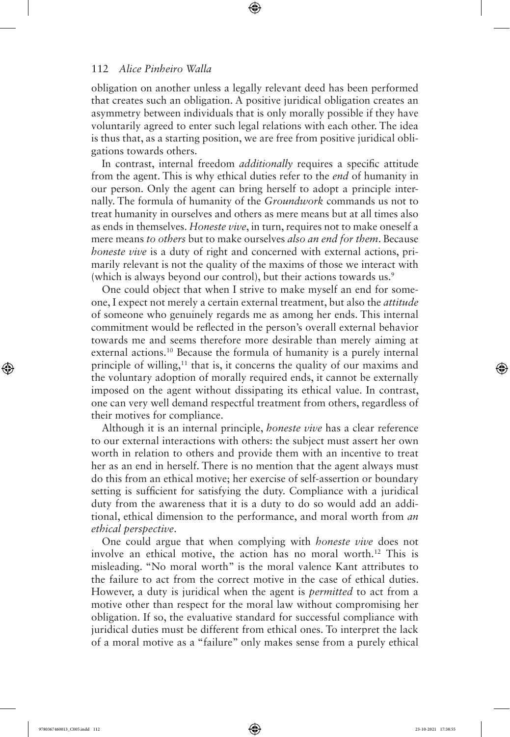obligation on another unless a legally relevant deed has been performed that creates such an obligation. A positive juridical obligation creates an asymmetry between individuals that is only morally possible if they have voluntarily agreed to enter such legal relations with each other. The idea is thus that, as a starting position, we are free from positive juridical obligations towards others.

In contrast, internal freedom *additionally* requires a specific attitude from the agent. This is why ethical duties refer to the *end* of humanity in our person. Only the agent can bring herself to adopt a principle internally. The formula of humanity of the *Groundwork* commands us not to treat humanity in ourselves and others as mere means but at all times also as ends in themselves. *Honeste vive*, in turn, requires not to make oneself a mere means *to others* but to make ourselves *also an end for them*. Because *honeste vive* is a duty of right and concerned with external actions, primarily relevant is not the quality of the maxims of those we interact with (which is always beyond our control), but their actions towards us.[9]

One could object that when I strive to make myself an end for someone, I expect not merely a certain external treatment, but also the *attitude* of someone who genuinely regards me as among her ends. This internal commitment would be reflected in the person's overall external behavior towards me and seems therefore more desirable than merely aiming at external actions.[10] Because the formula of humanity is a purely internal principle of willing,[11] that is, it concerns the quality of our maxims and the voluntary adoption of morally required ends, it cannot be externally imposed on the agent without dissipating its ethical value. In contrast, one can very well demand respectful treatment from others, regardless of their motives for compliance.

Although it is an internal principle, *honeste vive* has a clear reference to our external interactions with others: the subject must assert her own worth in relation to others and provide them with an incentive to treat her as an end in herself. There is no mention that the agent always must do this from an ethical motive; her exercise of self-assertion or boundary setting is sufficient for satisfying the duty. Compliance with a juridical duty from the awareness that it is a duty to do so would add an additional, ethical dimension to the performance, and moral worth from *an ethical perspective*.

One could argue that when complying with *honeste vive* does not involve an ethical motive, the action has no moral worth.[12] This is misleading. "No moral worth" is the moral valence Kant attributes to the failure to act from the correct motive in the case of ethical duties. However, a duty is juridical when the agent is *permitted* to act from a motive other than respect for the moral law without compromising her obligation. If so, the evaluative standard for successful compliance with juridical duties must be different from ethical ones. To interpret the lack of a moral motive as a "failure" only makes sense from a purely ethical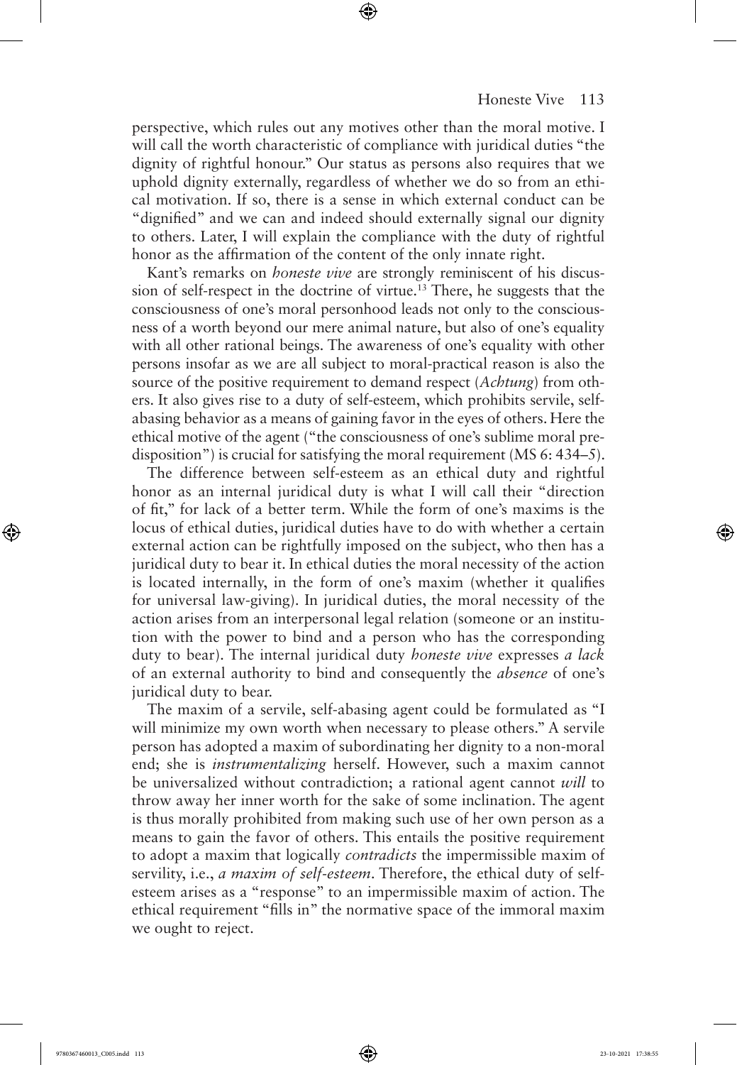perspective, which rules out any motives other than the moral motive. I will call the worth characteristic of compliance with juridical duties "the dignity of rightful honour." Our status as persons also requires that we uphold dignity externally, regardless of whether we do so from an ethical motivation. If so, there is a sense in which external conduct can be "dignified" and we can and indeed should externally signal our dignity to others. Later, I will explain the compliance with the duty of rightful honor as the affirmation of the content of the only innate right.

Kant's remarks on *honeste vive* are strongly reminiscent of his discussion of self-respect in the doctrine of virtue.[13] There, he suggests that the consciousness of one's moral personhood leads not only to the consciousness of a worth beyond our mere animal nature, but also of one's equality with all other rational beings. The awareness of one's equality with other persons insofar as we are all subject to moral-practical reason is also the source of the positive requirement to demand respect (*Achtung*) from others. It also gives rise to a duty of self-esteem, which prohibits servile, self-abasing behavior as a means of gaining favor in the eyes of others. Here the ethical motive of the agent ("the consciousness of one's sublime moral predisposition") is crucial for satisfying the moral requirement (MS 6: 434–5).

The difference between self-esteem as an ethical duty and rightful honor as an internal juridical duty is what I will call their "direction of fit," for lack of a better term. While the form of one's maxims is the locus of ethical duties, juridical duties have to do with whether a certain external action can be rightfully imposed on the subject, who then has a juridical duty to bear it. In ethical duties the moral necessity of the action is located internally, in the form of one's maxim (whether it qualifies for universal law-giving). In juridical duties, the moral necessity of the action arises from an interpersonal legal relation (someone or an institution with the power to bind and a person who has the corresponding duty to bear). The internal juridical duty *honeste vive* expresses *a lack* of an external authority to bind and consequently the *absence* of one's juridical duty to bear.

The maxim of a servile, self-abasing agent could be formulated as "I will minimize my own worth when necessary to please others." A servile person has adopted a maxim of subordinating her dignity to a non-moral end; she is *instrumentalizing* herself. However, such a maxim cannot be universalized without contradiction; a rational agent cannot *will* to throw away her inner worth for the sake of some inclination. The agent is thus morally prohibited from making such use of her own person as a means to gain the favor of others. This entails the positive requirement to adopt a maxim that logically *contradicts* the impermissible maxim of servility, i.e., *a maxim of self-esteem*. Therefore, the ethical duty of self-esteem arises as a "response" to an impermissible maxim of action. The ethical requirement "fills in" the normative space of the immoral maxim we ought to reject.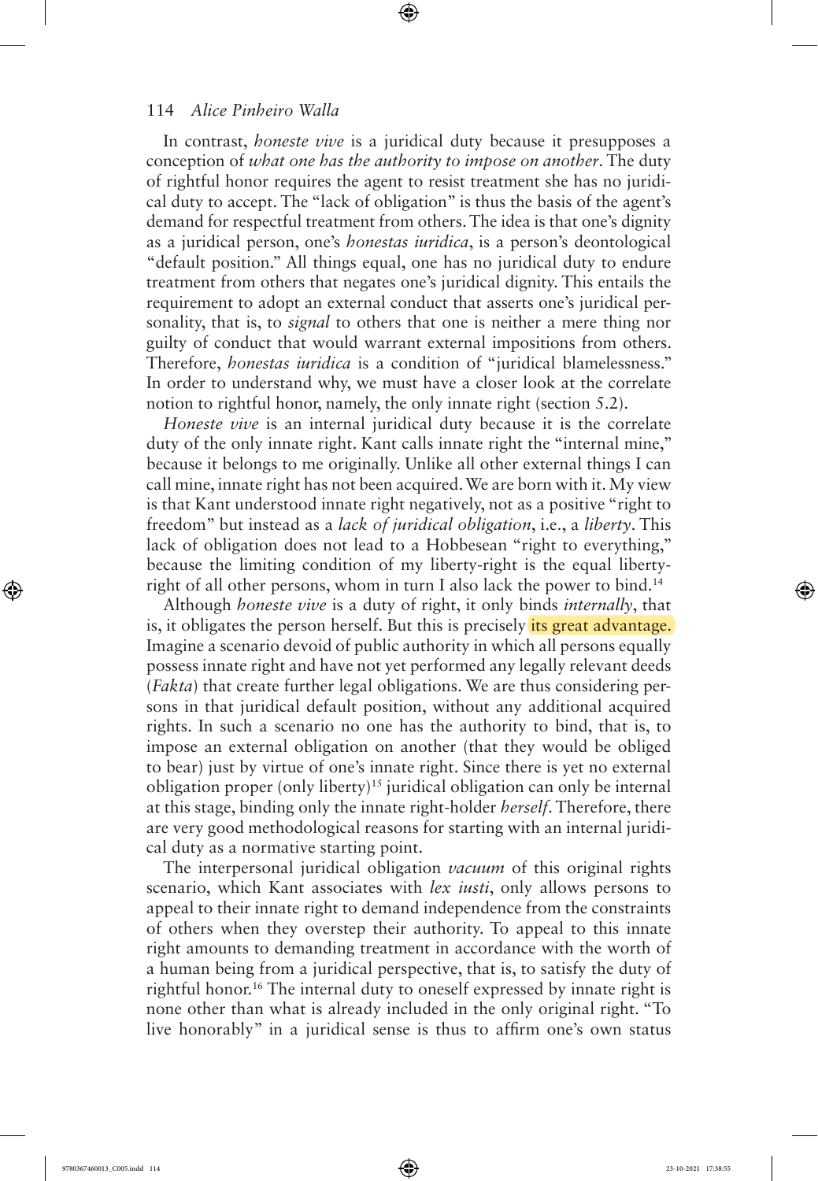In contrast, *honeste vive* is a juridical duty because it presupposes a conception of *what one has the authority to impose on another*. The duty of rightful honor requires the agent to resist treatment she has no juridical duty to accept. The "lack of obligation" is thus the basis of the agent's demand for respectful treatment from others. The idea is that one's dignity as a juridical person, one's *honestas iuridica*, is a person's deontological "default position." All things equal, one has no juridical duty to endure treatment from others that negates one's juridical dignity. This entails the requirement to adopt an external conduct that asserts one's juridical personality, that is, to *signal* to others that one is neither a mere thing nor guilty of conduct that would warrant external impositions from others. Therefore, *honestas iuridica* is a condition of "juridical blamelessness." In order to understand why, we must have a closer look at the correlate notion to rightful honor, namely, the only innate right (section 5.2).

*Honeste vive* is an internal juridical duty because it is the correlate duty of the only innate right. Kant calls innate right the "internal mine," because it belongs to me originally. Unlike all other external things I can call mine, innate right has not been acquired. We are born with it. My view is that Kant understood innate right negatively, not as a positive "right to freedom" but instead as a *lack of juridical obligation*, i.e., a *liberty*. This lack of obligation does not lead to a Hobbesean "right to everything," because the limiting condition of my liberty-right is the equal liberty-right of all other persons, whom in turn I also lack the power to bind.[14]

Although *honeste vive* is a duty of right, it only binds *internally*, that is, it obligates the person herself. But this is precisely its great advantage. Imagine a scenario devoid of public authority in which all persons equally possess innate right and have not yet performed any legally relevant deeds (*Fakta*) that create further legal obligations. We are thus considering persons in that juridical default position, without any additional acquired rights. In such a scenario no one has the authority to bind, that is, to impose an external obligation on another (that they would be obliged to bear) just by virtue of one's innate right. Since there is yet no external obligation proper (only liberty)[15] juridical obligation can only be internal at this stage, binding only the innate right-holder *herself*. Therefore, there are very good methodological reasons for starting with an internal juridical duty as a normative starting point.

The interpersonal juridical obligation *vacuum* of this original rights scenario, which Kant associates with *lex iusti*, only allows persons to appeal to their innate right to demand independence from the constraints of others when they overstep their authority. To appeal to this innate right amounts to demanding treatment in accordance with the worth of a human being from a juridical perspective, that is, to satisfy the duty of rightful honor.[16] The internal duty to oneself expressed by innate right is none other than what is already included in the only original right. "To live honorably" in a juridical sense is thus to affirm one's own status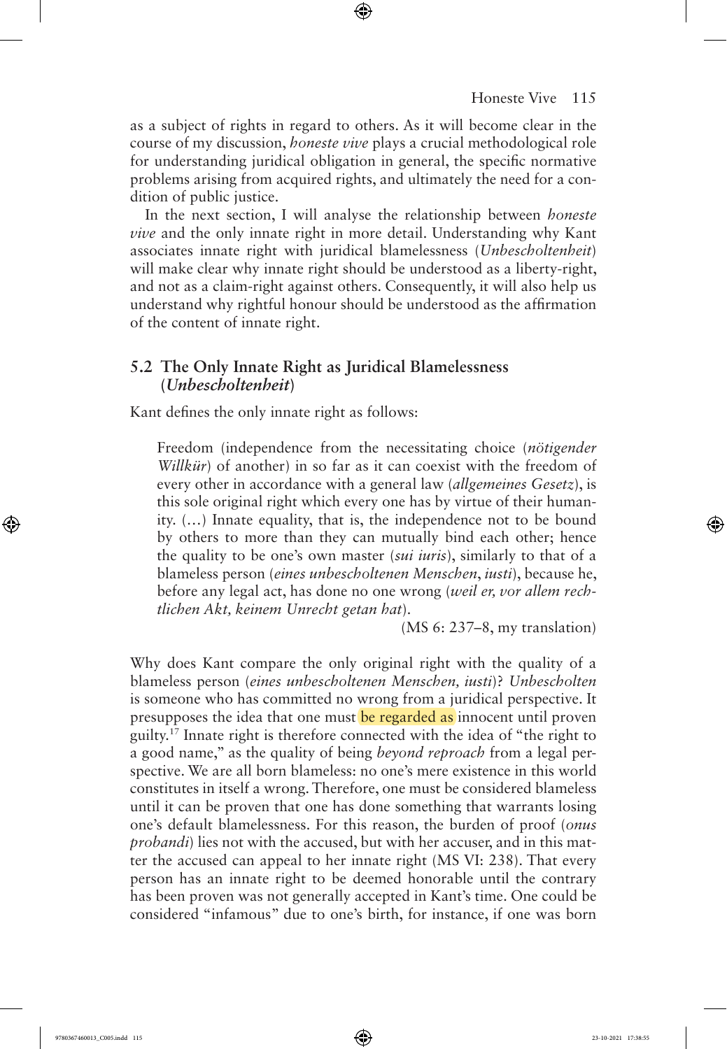as a subject of rights in regard to others. As it will become clear in the course of my discussion, *honeste vive* plays a crucial methodological role for understanding juridical obligation in general, the specific normative problems arising from acquired rights, and ultimately the need for a condition of public justice.

In the next section, I will analyse the relationship between *honeste vive* and the only innate right in more detail. Understanding why Kant associates innate right with juridical blamelessness (*Unbescholtenheit*) will make clear why innate right should be understood as a liberty-right, and not as a claim-right against others. Consequently, it will also help us understand why rightful honour should be understood as the affirmation of the content of innate right.

## 5.2 The Only Innate Right as Juridical Blamelessness (*Unbescholtenheit*)

Kant defines the only innate right as follows:

> Freedom (independence from the necessitating choice (*nötigender Willkür*) of another) in so far as it can coexist with the freedom of every other in accordance with a general law (*allgemeines Gesetz*), is this sole original right which every one has by virtue of their humanity. (…) Innate equality, that is, the independence not to be bound by others to more than they can mutually bind each other; hence the quality to be one's own master (*sui iuris*), similarly to that of a blameless person (*eines unbescholtenen Menschen*, *iusti*), because he, before any legal act, has done no one wrong (*weil er, vor allem rechtlichen Akt, keinem Unrecht getan hat*).
>
> (MS 6: 237–8, my translation)

Why does Kant compare the only original right with the quality of a blameless person (*eines unbescholtenen Menschen, iusti*)? *Unbescholten* is someone who has committed no wrong from a juridical perspective. It presupposes the idea that one must be regarded as innocent until proven guilty.[17] Innate right is therefore connected with the idea of "the right to a good name," as the quality of being *beyond reproach* from a legal perspective. We are all born blameless: no one's mere existence in this world constitutes in itself a wrong. Therefore, one must be considered blameless until it can be proven that one has done something that warrants losing one's default blamelessness. For this reason, the burden of proof (*onus probandi*) lies not with the accused, but with her accuser, and in this matter the accused can appeal to her innate right (MS VI: 238). That every person has an innate right to be deemed honorable until the contrary has been proven was not generally accepted in Kant's time. One could be considered "infamous" due to one's birth, for instance, if one was born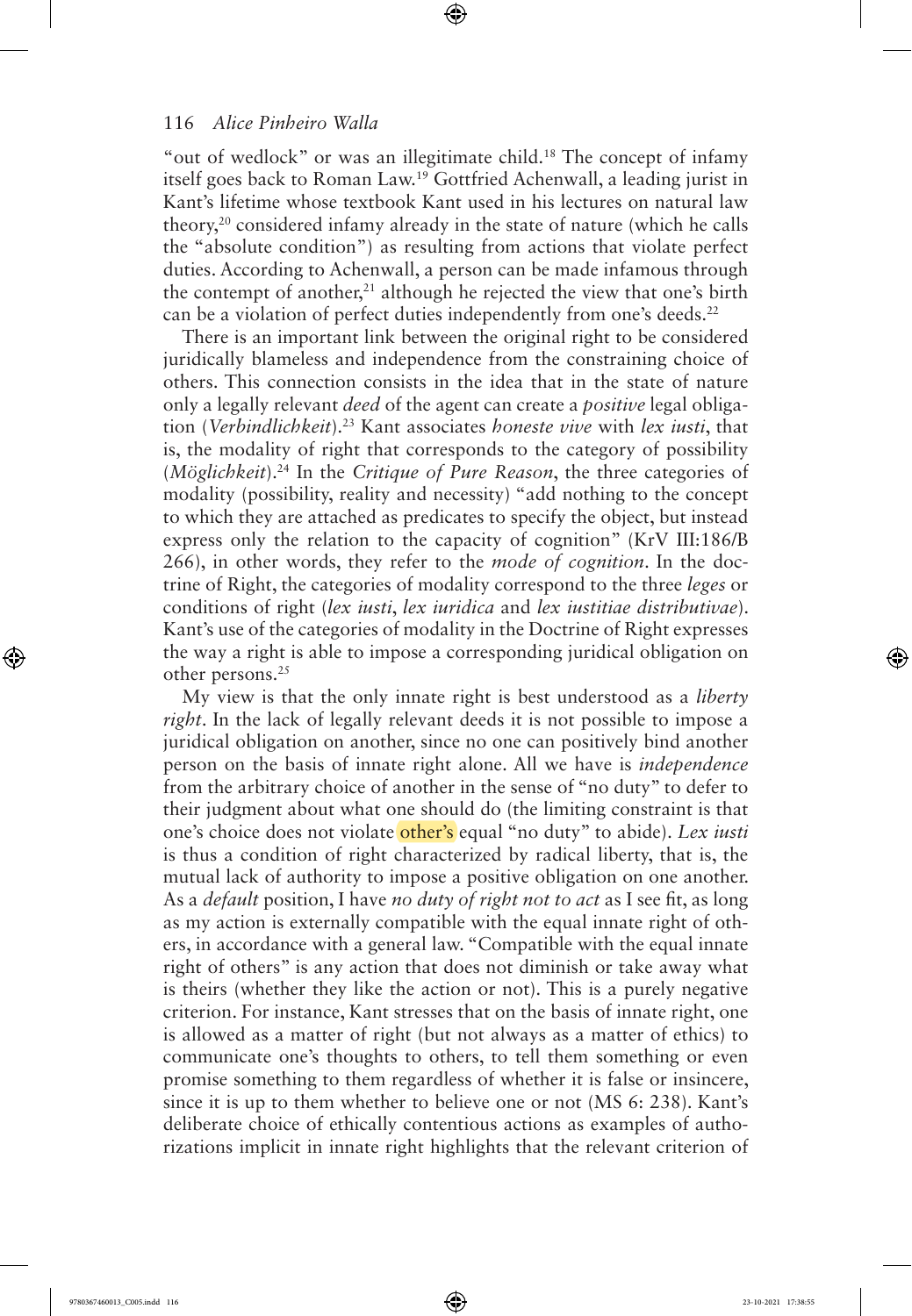"out of wedlock" or was an illegitimate child.[18] The concept of infamy itself goes back to Roman Law.[19] Gottfried Achenwall, a leading jurist in Kant's lifetime whose textbook Kant used in his lectures on natural law theory,[20] considered infamy already in the state of nature (which he calls the "absolute condition") as resulting from actions that violate perfect duties. According to Achenwall, a person can be made infamous through the contempt of another,[21] although he rejected the view that one's birth can be a violation of perfect duties independently from one's deeds.[22]

There is an important link between the original right to be considered juridically blameless and independence from the constraining choice of others. This connection consists in the idea that in the state of nature only a legally relevant *deed* of the agent can create a *positive* legal obligation (*Verbindlichkeit*).[23] Kant associates *honeste vive* with *lex iusti*, that is, the modality of right that corresponds to the category of possibility (*Möglichkeit*).[24] In the *Critique of Pure Reason*, the three categories of modality (possibility, reality and necessity) "add nothing to the concept to which they are attached as predicates to specify the object, but instead express only the relation to the capacity of cognition" (KrV III:186/B 266), in other words, they refer to the *mode of cognition*. In the doctrine of Right, the categories of modality correspond to the three *leges* or conditions of right (*lex iusti*, *lex iuridica* and *lex iustitiae distributivae*). Kant's use of the categories of modality in the Doctrine of Right expresses the way a right is able to impose a corresponding juridical obligation on other persons.[25]

My view is that the only innate right is best understood as a *liberty right*. In the lack of legally relevant deeds it is not possible to impose a juridical obligation on another, since no one can positively bind another person on the basis of innate right alone. All we have is *independence* from the arbitrary choice of another in the sense of "no duty" to defer to their judgment about what one should do (the limiting constraint is that one's choice does not violate other's equal "no duty" to abide). *Lex iusti* is thus a condition of right characterized by radical liberty, that is, the mutual lack of authority to impose a positive obligation on one another. As a *default* position, I have *no duty of right not to act* as I see fit, as long as my action is externally compatible with the equal innate right of others, in accordance with a general law. "Compatible with the equal innate right of others" is any action that does not diminish or take away what is theirs (whether they like the action or not). This is a purely negative criterion. For instance, Kant stresses that on the basis of innate right, one is allowed as a matter of right (but not always as a matter of ethics) to communicate one's thoughts to others, to tell them something or even promise something to them regardless of whether it is false or insincere, since it is up to them whether to believe one or not (MS 6: 238). Kant's deliberate choice of ethically contentious actions as examples of authorizations implicit in innate right highlights that the relevant criterion of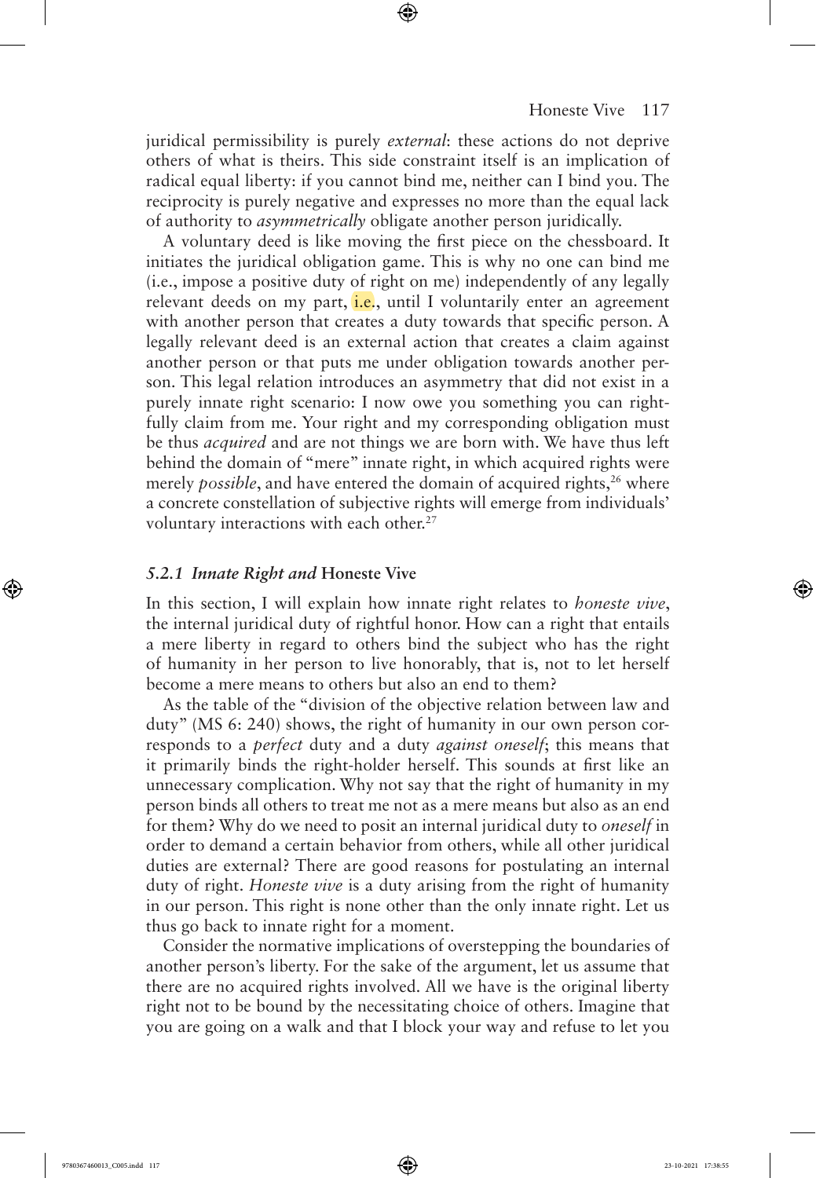juridical permissibility is purely *external*: these actions do not deprive others of what is theirs. This side constraint itself is an implication of radical equal liberty: if you cannot bind me, neither can I bind you. The reciprocity is purely negative and expresses no more than the equal lack of authority to *asymmetrically* obligate another person juridically.

A voluntary deed is like moving the first piece on the chessboard. It initiates the juridical obligation game. This is why no one can bind me (i.e., impose a positive duty of right on me) independently of any legally relevant deeds on my part, i.e., until I voluntarily enter an agreement with another person that creates a duty towards that specific person. A legally relevant deed is an external action that creates a claim against another person or that puts me under obligation towards another person. This legal relation introduces an asymmetry that did not exist in a purely innate right scenario: I now owe you something you can rightfully claim from me. Your right and my corresponding obligation must be thus *acquired* and are not things we are born with. We have thus left behind the domain of "mere" innate right, in which acquired rights were merely *possible*, and have entered the domain of acquired rights,[26] where a concrete constellation of subjective rights will emerge from individuals' voluntary interactions with each other.[27]

### *5.2.1 Innate Right and* Honeste Vive

In this section, I will explain how innate right relates to *honeste vive*, the internal juridical duty of rightful honor. How can a right that entails a mere liberty in regard to others bind the subject who has the right of humanity in her person to live honorably, that is, not to let herself become a mere means to others but also an end to them?

As the table of the "division of the objective relation between law and duty" (MS 6: 240) shows, the right of humanity in our own person corresponds to a *perfect* duty and a duty *against oneself*; this means that it primarily binds the right-holder herself. This sounds at first like an unnecessary complication. Why not say that the right of humanity in my person binds all others to treat me not as a mere means but also as an end for them? Why do we need to posit an internal juridical duty to *oneself* in order to demand a certain behavior from others, while all other juridical duties are external? There are good reasons for postulating an internal duty of right. *Honeste vive* is a duty arising from the right of humanity in our person. This right is none other than the only innate right. Let us thus go back to innate right for a moment.

Consider the normative implications of overstepping the boundaries of another person's liberty. For the sake of the argument, let us assume that there are no acquired rights involved. All we have is the original liberty right not to be bound by the necessitating choice of others. Imagine that you are going on a walk and that I block your way and refuse to let you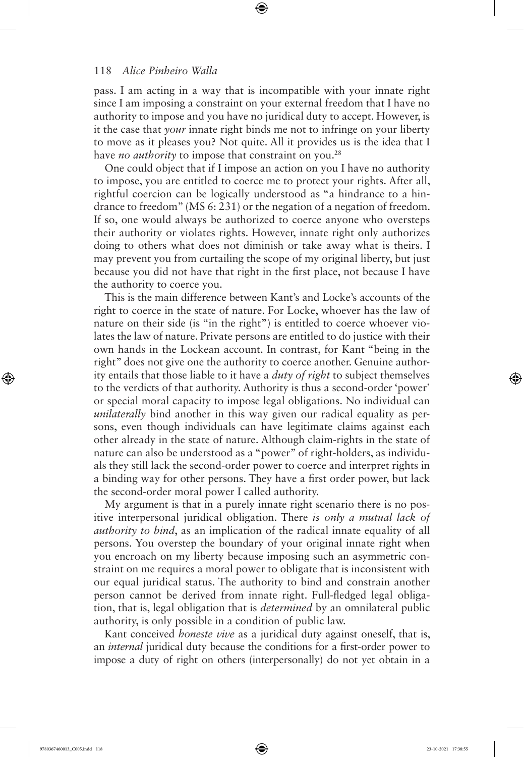pass. I am acting in a way that is incompatible with your innate right since I am imposing a constraint on your external freedom that I have no authority to impose and you have no juridical duty to accept. However, is it the case that *your* innate right binds me not to infringe on your liberty to move as it pleases you? Not quite. All it provides us is the idea that I have *no authority* to impose that constraint on you.[28]

One could object that if I impose an action on you I have no authority to impose, you are entitled to coerce me to protect your rights. After all, rightful coercion can be logically understood as "a hindrance to a hindrance to freedom" (MS 6: 231) or the negation of a negation of freedom. If so, one would always be authorized to coerce anyone who oversteps their authority or violates rights. However, innate right only authorizes doing to others what does not diminish or take away what is theirs. I may prevent you from curtailing the scope of my original liberty, but just because you did not have that right in the first place, not because I have the authority to coerce you.

This is the main difference between Kant's and Locke's accounts of the right to coerce in the state of nature. For Locke, whoever has the law of nature on their side (is "in the right") is entitled to coerce whoever violates the law of nature. Private persons are entitled to do justice with their own hands in the Lockean account. In contrast, for Kant "being in the right" does not give one the authority to coerce another. Genuine authority entails that those liable to it have a *duty of right* to subject themselves to the verdicts of that authority. Authority is thus a second-order 'power' or special moral capacity to impose legal obligations. No individual can *unilaterally* bind another in this way given our radical equality as persons, even though individuals can have legitimate claims against each other already in the state of nature. Although claim-rights in the state of nature can also be understood as a "power" of right-holders, as individuals they still lack the second-order power to coerce and interpret rights in a binding way for other persons. They have a first order power, but lack the second-order moral power I called authority.

My argument is that in a purely innate right scenario there is no positive interpersonal juridical obligation. There *is only a mutual lack of authority to bind*, as an implication of the radical innate equality of all persons. You overstep the boundary of your original innate right when you encroach on my liberty because imposing such an asymmetric constraint on me requires a moral power to obligate that is inconsistent with our equal juridical status. The authority to bind and constrain another person cannot be derived from innate right. Full-fledged legal obligation, that is, legal obligation that is *determined* by an omnilateral public authority, is only possible in a condition of public law.

Kant conceived *honeste vive* as a juridical duty against oneself, that is, an *internal* juridical duty because the conditions for a first-order power to impose a duty of right on others (interpersonally) do not yet obtain in a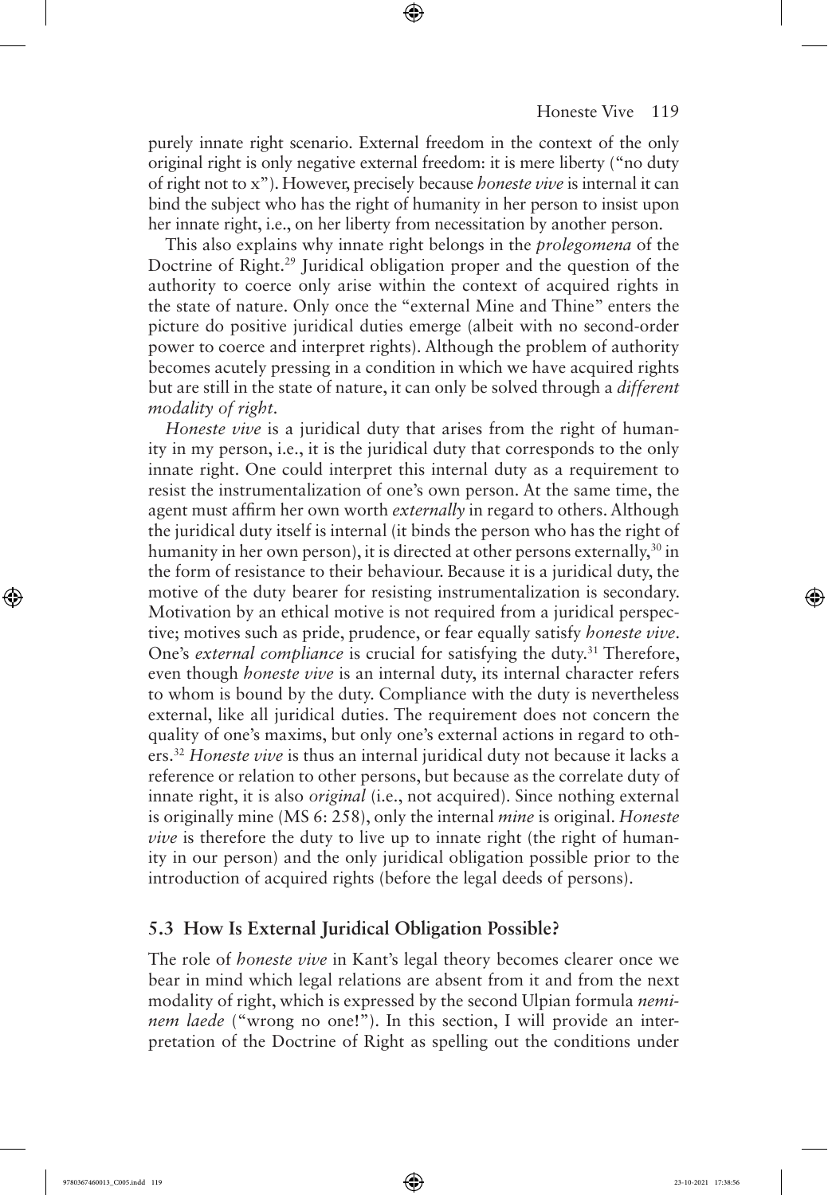purely innate right scenario. External freedom in the context of the only original right is only negative external freedom: it is mere liberty ("no duty of right not to x"). However, precisely because *honeste vive* is internal it can bind the subject who has the right of humanity in her person to insist upon her innate right, i.e., on her liberty from necessitation by another person.

This also explains why innate right belongs in the *prolegomena* of the Doctrine of Right.[29] Juridical obligation proper and the question of the authority to coerce only arise within the context of acquired rights in the state of nature. Only once the "external Mine and Thine" enters the picture do positive juridical duties emerge (albeit with no second-order power to coerce and interpret rights). Although the problem of authority becomes acutely pressing in a condition in which we have acquired rights but are still in the state of nature, it can only be solved through a *different modality of right*.

*Honeste vive* is a juridical duty that arises from the right of humanity in my person, i.e., it is the juridical duty that corresponds to the only innate right. One could interpret this internal duty as a requirement to resist the instrumentalization of one's own person. At the same time, the agent must affirm her own worth *externally* in regard to others. Although the juridical duty itself is internal (it binds the person who has the right of humanity in her own person), it is directed at other persons externally,[30] in the form of resistance to their behaviour. Because it is a juridical duty, the motive of the duty bearer for resisting instrumentalization is secondary. Motivation by an ethical motive is not required from a juridical perspective; motives such as pride, prudence, or fear equally satisfy *honeste vive*. One's *external compliance* is crucial for satisfying the duty.[31] Therefore, even though *honeste vive* is an internal duty, its internal character refers to whom is bound by the duty. Compliance with the duty is nevertheless external, like all juridical duties. The requirement does not concern the quality of one's maxims, but only one's external actions in regard to others.[32] *Honeste vive* is thus an internal juridical duty not because it lacks a reference or relation to other persons, but because as the correlate duty of innate right, it is also *original* (i.e., not acquired). Since nothing external is originally mine (MS 6: 258), only the internal *mine* is original. *Honeste vive* is therefore the duty to live up to innate right (the right of humanity in our person) and the only juridical obligation possible prior to the introduction of acquired rights (before the legal deeds of persons).

## 5.3 How Is External Juridical Obligation Possible?

The role of *honeste vive* in Kant's legal theory becomes clearer once we bear in mind which legal relations are absent from it and from the next modality of right, which is expressed by the second Ulpian formula *neminem laede* ("wrong no one!"). In this section, I will provide an interpretation of the Doctrine of Right as spelling out the conditions under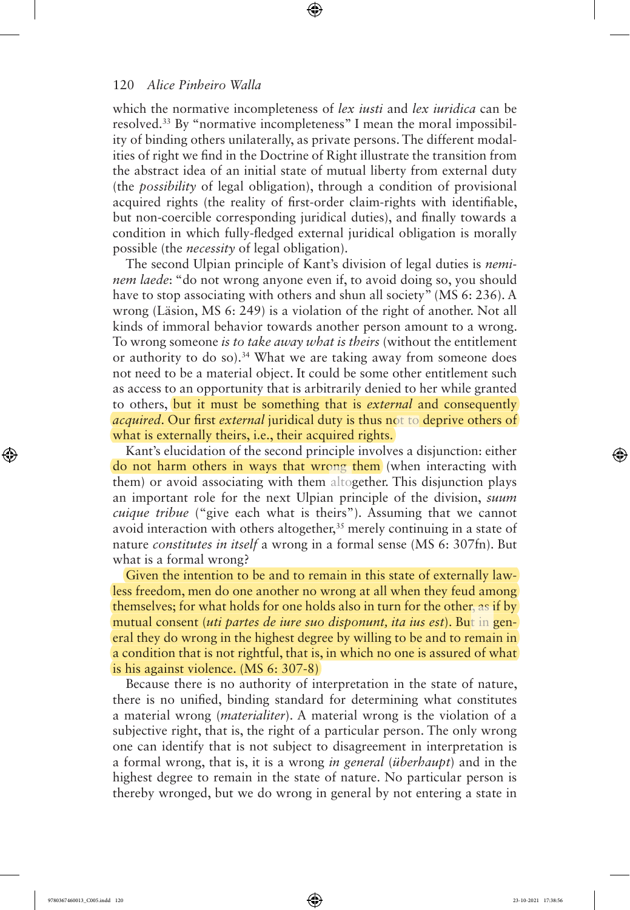which the normative incompleteness of *lex iusti* and *lex iuridica* can be resolved.[33] By "normative incompleteness" I mean the moral impossibility of binding others unilaterally, as private persons. The different modalities of right we find in the Doctrine of Right illustrate the transition from the abstract idea of an initial state of mutual liberty from external duty (the *possibility* of legal obligation), through a condition of provisional acquired rights (the reality of first-order claim-rights with identifiable, but non-coercible corresponding juridical duties), and finally towards a condition in which fully-fledged external juridical obligation is morally possible (the *necessity* of legal obligation).

The second Ulpian principle of Kant's division of legal duties is *neminem laede*: "do not wrong anyone even if, to avoid doing so, you should have to stop associating with others and shun all society" (MS 6: 236). A wrong (Läsion, MS 6: 249) is a violation of the right of another. Not all kinds of immoral behavior towards another person amount to a wrong. To wrong someone *is to take away what is theirs* (without the entitlement or authority to do so).[34] What we are taking away from someone does not need to be a material object. It could be some other entitlement such as access to an opportunity that is arbitrarily denied to her while granted to others, but it must be something that is *external* and consequently *acquired*. Our first *external* juridical duty is thus not to deprive others of what is externally theirs, i.e., their acquired rights.

Kant's elucidation of the second principle involves a disjunction: either do not harm others in ways that wrong them (when interacting with them) or avoid associating with them altogether. This disjunction plays an important role for the next Ulpian principle of the division, *suum cuique tribue* ("give each what is theirs"). Assuming that we cannot avoid interaction with others altogether,[35] merely continuing in a state of nature *constitutes in itself* a wrong in a formal sense (MS 6: 307fn). But what is a formal wrong?

> Given the intention to be and to remain in this state of externally lawless freedom, men do one another no wrong at all when they feud among themselves; for what holds for one holds also in turn for the other, as if by mutual consent (*uti partes de iure suo disponunt, ita ius est*). But in general they do wrong in the highest degree by willing to be and to remain in a condition that is not rightful, that is, in which no one is assured of what is his against violence. (MS 6: 307-8)

Because there is no authority of interpretation in the state of nature, there is no unified, binding standard for determining what constitutes a material wrong (*materialiter*). A material wrong is the violation of a subjective right, that is, the right of a particular person. The only wrong one can identify that is not subject to disagreement in interpretation is a formal wrong, that is, it is a wrong *in general* (*überhaupt*) and in the highest degree to remain in the state of nature. No particular person is thereby wronged, but we do wrong in general by not entering a state in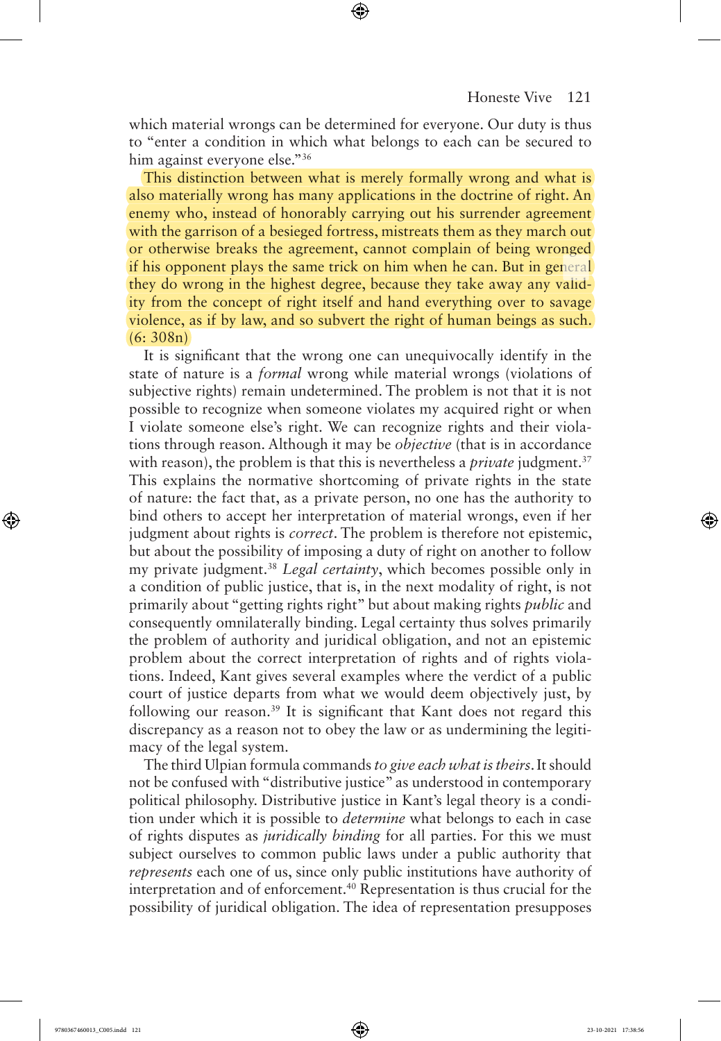which material wrongs can be determined for everyone. Our duty is thus to "enter a condition in which what belongs to each can be secured to him against everyone else."[36]

This distinction between what is merely formally wrong and what is also materially wrong has many applications in the doctrine of right. An enemy who, instead of honorably carrying out his surrender agreement with the garrison of a besieged fortress, mistreats them as they march out or otherwise breaks the agreement, cannot complain of being wronged if his opponent plays the same trick on him when he can. But in general they do wrong in the highest degree, because they take away any validity from the concept of right itself and hand everything over to savage violence, as if by law, and so subvert the right of human beings as such. (6: 308n)

It is significant that the wrong one can unequivocally identify in the state of nature is a *formal* wrong while material wrongs (violations of subjective rights) remain undetermined. The problem is not that it is not possible to recognize when someone violates my acquired right or when I violate someone else's right. We can recognize rights and their violations through reason. Although it may be *objective* (that is in accordance with reason), the problem is that this is nevertheless a *private* judgment.[37] This explains the normative shortcoming of private rights in the state of nature: the fact that, as a private person, no one has the authority to bind others to accept her interpretation of material wrongs, even if her judgment about rights is *correct*. The problem is therefore not epistemic, but about the possibility of imposing a duty of right on another to follow my private judgment.[38] *Legal certainty*, which becomes possible only in a condition of public justice, that is, in the next modality of right, is not primarily about "getting rights right" but about making rights *public* and consequently omnilaterally binding. Legal certainty thus solves primarily the problem of authority and juridical obligation, and not an epistemic problem about the correct interpretation of rights and of rights violations. Indeed, Kant gives several examples where the verdict of a public court of justice departs from what we would deem objectively just, by following our reason.[39] It is significant that Kant does not regard this discrepancy as a reason not to obey the law or as undermining the legitimacy of the legal system.

The third Ulpian formula commands *to give each what is theirs*. It should not be confused with "distributive justice" as understood in contemporary political philosophy. Distributive justice in Kant's legal theory is a condition under which it is possible to *determine* what belongs to each in case of rights disputes as *juridically binding* for all parties. For this we must subject ourselves to common public laws under a public authority that *represents* each one of us, since only public institutions have authority of interpretation and of enforcement.[40] Representation is thus crucial for the possibility of juridical obligation. The idea of representation presupposes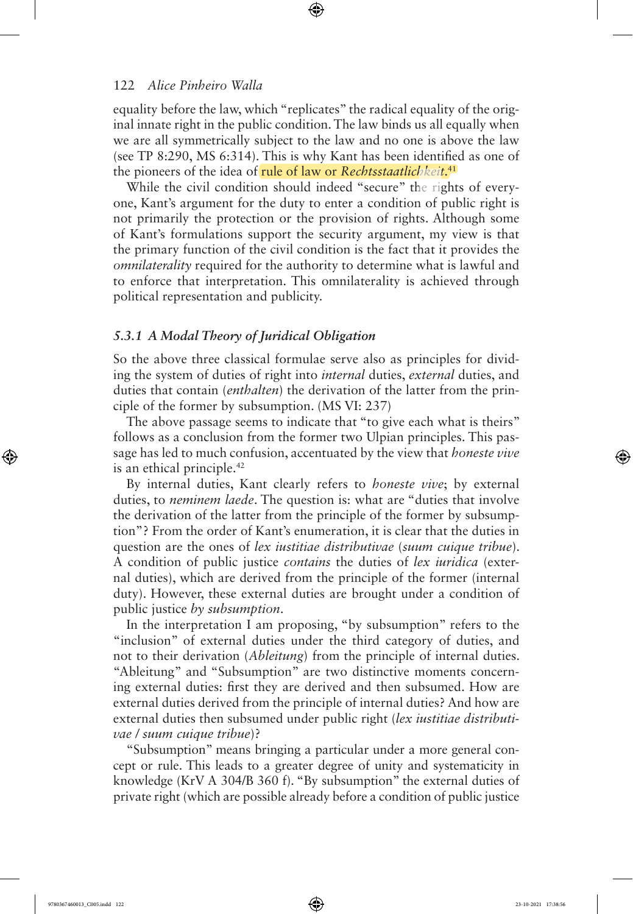equality before the law, which "replicates" the radical equality of the original innate right in the public condition. The law binds us all equally when we are all symmetrically subject to the law and no one is above the law (see TP 8:290, MS 6:314). This is why Kant has been identified as one of the pioneers of the idea of rule of law or *Rechtsstaatlichkeit*.[41]

While the civil condition should indeed "secure" the rights of everyone, Kant's argument for the duty to enter a condition of public right is not primarily the protection or the provision of rights. Although some of Kant's formulations support the security argument, my view is that the primary function of the civil condition is the fact that it provides the *omnilaterality* required for the authority to determine what is lawful and to enforce that interpretation. This omnilaterality is achieved through political representation and publicity.

### *5.3.1 A Modal Theory of Juridical Obligation*

So the above three classical formulae serve also as principles for dividing the system of duties of right into *internal* duties, *external* duties, and duties that contain (*enthalten*) the derivation of the latter from the principle of the former by subsumption. (MS VI: 237)

The above passage seems to indicate that "to give each what is theirs" follows as a conclusion from the former two Ulpian principles. This passage has led to much confusion, accentuated by the view that *honeste vive* is an ethical principle.[42]

By internal duties, Kant clearly refers to *honeste vive*; by external duties, to *neminem laede*. The question is: what are "duties that involve the derivation of the latter from the principle of the former by subsumption"? From the order of Kant's enumeration, it is clear that the duties in question are the ones of *lex iustitiae distributivae* (*suum cuique tribue*). A condition of public justice *contains* the duties of *lex iuridica* (external duties), which are derived from the principle of the former (internal duty). However, these external duties are brought under a condition of public justice *by subsumption*.

In the interpretation I am proposing, "by subsumption" refers to the "inclusion" of external duties under the third category of duties, and not to their derivation (*Ableitung*) from the principle of internal duties. "Ableitung" and "Subsumption" are two distinctive moments concerning external duties: first they are derived and then subsumed. How are external duties derived from the principle of internal duties? And how are external duties then subsumed under public right (*lex iustitiae distributivae* / *suum cuique tribue*)?

"Subsumption" means bringing a particular under a more general concept or rule. This leads to a greater degree of unity and systematicity in knowledge (KrV A 304/B 360 f). "By subsumption" the external duties of private right (which are possible already before a condition of public justice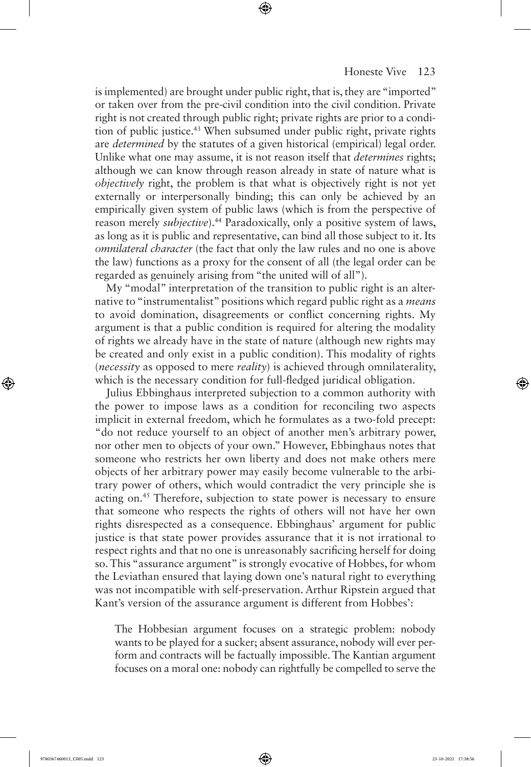is implemented) are brought under public right, that is, they are "imported" or taken over from the pre-civil condition into the civil condition. Private right is not created through public right; private rights are prior to a condition of public justice.[43] When subsumed under public right, private rights are *determined* by the statutes of a given historical (empirical) legal order. Unlike what one may assume, it is not reason itself that *determines* rights; although we can know through reason already in state of nature what is *objectively* right, the problem is that what is objectively right is not yet externally or interpersonally binding; this can only be achieved by an empirically given system of public laws (which is from the perspective of reason merely *subjective*).[44] Paradoxically, only a positive system of laws, as long as it is public and representative, can bind all those subject to it. Its *omnilateral character* (the fact that only the law rules and no one is above the law) functions as a proxy for the consent of all (the legal order can be regarded as genuinely arising from "the united will of all").

My "modal" interpretation of the transition to public right is an alternative to "instrumentalist" positions which regard public right as a *means* to avoid domination, disagreements or conflict concerning rights. My argument is that a public condition is required for altering the modality of rights we already have in the state of nature (although new rights may be created and only exist in a public condition). This modality of rights (*necessity* as opposed to mere *reality*) is achieved through omnilaterality, which is the necessary condition for full-fledged juridical obligation.

Julius Ebbinghaus interpreted subjection to a common authority with the power to impose laws as a condition for reconciling two aspects implicit in external freedom, which he formulates as a two-fold precept: "do not reduce yourself to an object of another men's arbitrary power, nor other men to objects of your own." However, Ebbinghaus notes that someone who restricts her own liberty and does not make others mere objects of her arbitrary power may easily become vulnerable to the arbitrary power of others, which would contradict the very principle she is acting on.[45] Therefore, subjection to state power is necessary to ensure that someone who respects the rights of others will not have her own rights disrespected as a consequence. Ebbinghaus' argument for public justice is that state power provides assurance that it is not irrational to respect rights and that no one is unreasonably sacrificing herself for doing so. This "assurance argument" is strongly evocative of Hobbes, for whom the Leviathan ensured that laying down one's natural right to everything was not incompatible with self-preservation. Arthur Ripstein argued that Kant's version of the assurance argument is different from Hobbes':

> The Hobbesian argument focuses on a strategic problem: nobody wants to be played for a sucker; absent assurance, nobody will ever perform and contracts will be factually impossible. The Kantian argument focuses on a moral one: nobody can rightfully be compelled to serve the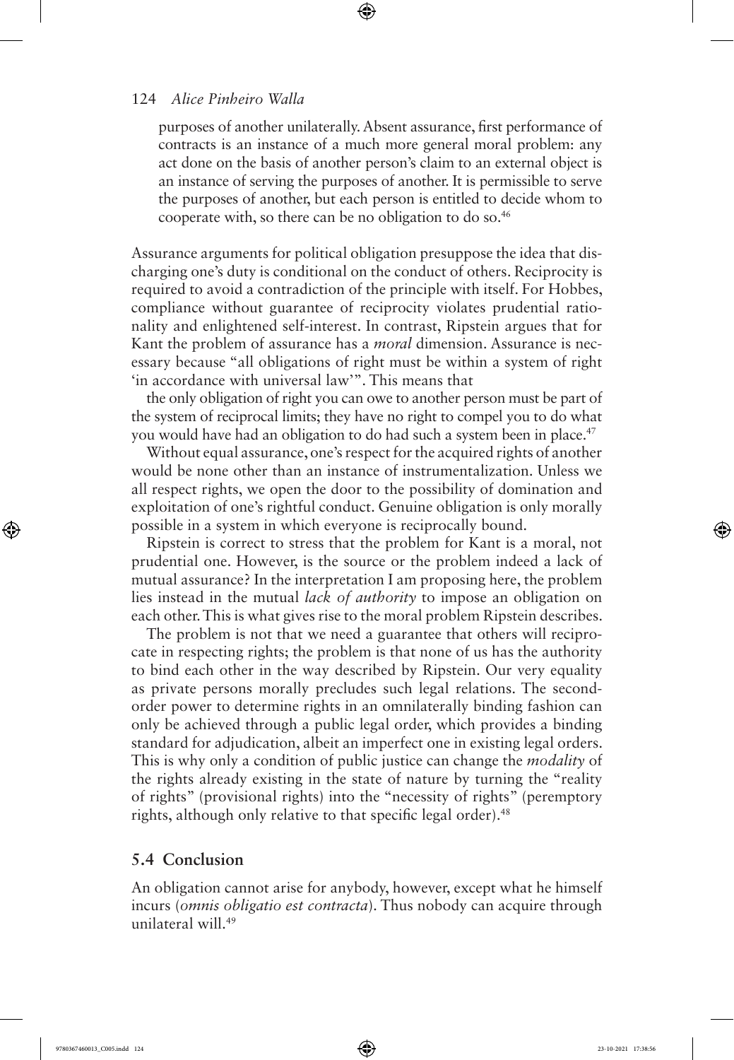> purposes of another unilaterally. Absent assurance, first performance of contracts is an instance of a much more general moral problem: any act done on the basis of another person's claim to an external object is an instance of serving the purposes of another. It is permissible to serve the purposes of another, but each person is entitled to decide whom to cooperate with, so there can be no obligation to do so.[46]

Assurance arguments for political obligation presuppose the idea that discharging one's duty is conditional on the conduct of others. Reciprocity is required to avoid a contradiction of the principle with itself. For Hobbes, compliance without guarantee of reciprocity violates prudential rationality and enlightened self-interest. In contrast, Ripstein argues that for Kant the problem of assurance has a *moral* dimension. Assurance is necessary because "all obligations of right must be within a system of right 'in accordance with universal law'". This means that

> the only obligation of right you can owe to another person must be part of the system of reciprocal limits; they have no right to compel you to do what you would have had an obligation to do had such a system been in place.[47]

Without equal assurance, one's respect for the acquired rights of another would be none other than an instance of instrumentalization. Unless we all respect rights, we open the door to the possibility of domination and exploitation of one's rightful conduct. Genuine obligation is only morally possible in a system in which everyone is reciprocally bound.

Ripstein is correct to stress that the problem for Kant is a moral, not prudential one. However, is the source or the problem indeed a lack of mutual assurance? In the interpretation I am proposing here, the problem lies instead in the mutual *lack of authority* to impose an obligation on each other. This is what gives rise to the moral problem Ripstein describes.

The problem is not that we need a guarantee that others will reciprocate in respecting rights; the problem is that none of us has the authority to bind each other in the way described by Ripstein. Our very equality as private persons morally precludes such legal relations. The second-order power to determine rights in an omnilaterally binding fashion can only be achieved through a public legal order, which provides a binding standard for adjudication, albeit an imperfect one in existing legal orders. This is why only a condition of public justice can change the *modality* of the rights already existing in the state of nature by turning the "reality of rights" (provisional rights) into the "necessity of rights" (peremptory rights, although only relative to that specific legal order).[48]

## 5.4 Conclusion

> An obligation cannot arise for anybody, however, except what he himself incurs (*omnis obligatio est contracta*). Thus nobody can acquire through unilateral will.[49]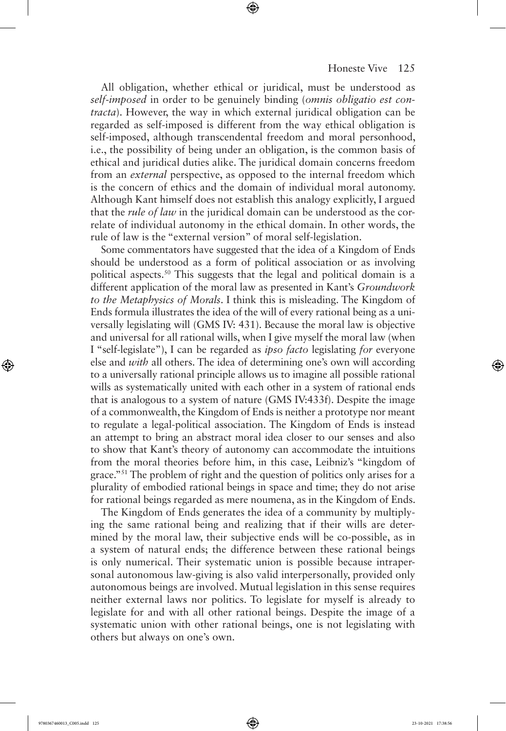All obligation, whether ethical or juridical, must be understood as *self-imposed* in order to be genuinely binding (*omnis obligatio est contracta*). However, the way in which external juridical obligation can be regarded as self-imposed is different from the way ethical obligation is self-imposed, although transcendental freedom and moral personhood, i.e., the possibility of being under an obligation, is the common basis of ethical and juridical duties alike. The juridical domain concerns freedom from an *external* perspective, as opposed to the internal freedom which is the concern of ethics and the domain of individual moral autonomy. Although Kant himself does not establish this analogy explicitly, I argued that the *rule of law* in the juridical domain can be understood as the correlate of individual autonomy in the ethical domain. In other words, the rule of law is the "external version" of moral self-legislation.

Some commentators have suggested that the idea of a Kingdom of Ends should be understood as a form of political association or as involving political aspects.[50] This suggests that the legal and political domain is a different application of the moral law as presented in Kant's *Groundwork to the Metaphysics of Morals*. I think this is misleading. The Kingdom of Ends formula illustrates the idea of the will of every rational being as a universally legislating will (GMS IV: 431). Because the moral law is objective and universal for all rational wills, when I give myself the moral law (when I "self-legislate"), I can be regarded as *ipso facto* legislating *for* everyone else and *with* all others. The idea of determining one's own will according to a universally rational principle allows us to imagine all possible rational wills as systematically united with each other in a system of rational ends that is analogous to a system of nature (GMS IV:433f). Despite the image of a commonwealth, the Kingdom of Ends is neither a prototype nor meant to regulate a legal-political association. The Kingdom of Ends is instead an attempt to bring an abstract moral idea closer to our senses and also to show that Kant's theory of autonomy can accommodate the intuitions from the moral theories before him, in this case, Leibniz's "kingdom of grace."[51] The problem of right and the question of politics only arises for a plurality of embodied rational beings in space and time; they do not arise for rational beings regarded as mere noumena, as in the Kingdom of Ends.

The Kingdom of Ends generates the idea of a community by multiplying the same rational being and realizing that if their wills are determined by the moral law, their subjective ends will be co-possible, as in a system of natural ends; the difference between these rational beings is only numerical. Their systematic union is possible because intrapersonal autonomous law-giving is also valid interpersonally, provided only autonomous beings are involved. Mutual legislation in this sense requires neither external laws nor politics. To legislate for myself is already to legislate for and with all other rational beings. Despite the image of a systematic union with other rational beings, one is not legislating with others but always on one's own.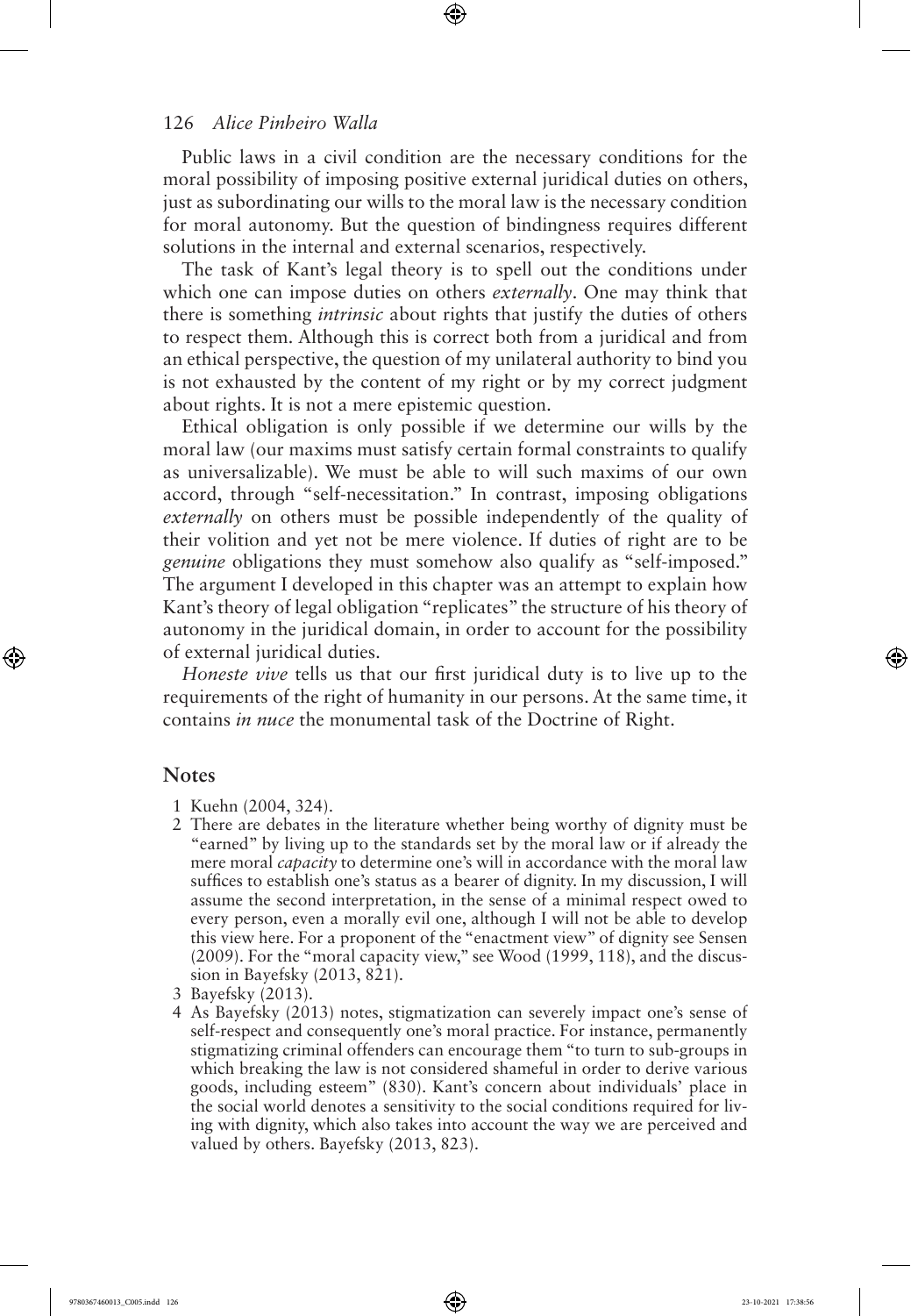Public laws in a civil condition are the necessary conditions for the moral possibility of imposing positive external juridical duties on others, just as subordinating our wills to the moral law is the necessary condition for moral autonomy. But the question of bindingness requires different solutions in the internal and external scenarios, respectively.

The task of Kant's legal theory is to spell out the conditions under which one can impose duties on others *externally*. One may think that there is something *intrinsic* about rights that justify the duties of others to respect them. Although this is correct both from a juridical and from an ethical perspective, the question of my unilateral authority to bind you is not exhausted by the content of my right or by my correct judgment about rights. It is not a mere epistemic question.

Ethical obligation is only possible if we determine our wills by the moral law (our maxims must satisfy certain formal constraints to qualify as universalizable). We must be able to will such maxims of our own accord, through "self-necessitation." In contrast, imposing obligations *externally* on others must be possible independently of the quality of their volition and yet not be mere violence. If duties of right are to be *genuine* obligations they must somehow also qualify as "self-imposed." The argument I developed in this chapter was an attempt to explain how Kant's theory of legal obligation "replicates" the structure of his theory of autonomy in the juridical domain, in order to account for the possibility of external juridical duties.

*Honeste vive* tells us that our first juridical duty is to live up to the requirements of the right of humanity in our persons. At the same time, it contains *in nuce* the monumental task of the Doctrine of Right.

## Notes

1 Kuehn (2004, 324).

2 There are debates in the literature whether being worthy of dignity must be "earned" by living up to the standards set by the moral law or if already the mere moral *capacity* to determine one's will in accordance with the moral law suffices to establish one's status as a bearer of dignity. In my discussion, I will assume the second interpretation, in the sense of a minimal respect owed to every person, even a morally evil one, although I will not be able to develop this view here. For a proponent of the "enactment view" of dignity see Sensen (2009). For the "moral capacity view," see Wood (1999, 118), and the discussion in Bayefsky (2013, 821).

3 Bayefsky (2013).

4 As Bayefsky (2013) notes, stigmatization can severely impact one's sense of self-respect and consequently one's moral practice. For instance, permanently stigmatizing criminal offenders can encourage them "to turn to sub-groups in which breaking the law is not considered shameful in order to derive various goods, including esteem" (830). Kant's concern about individuals' place in the social world denotes a sensitivity to the social conditions required for living with dignity, which also takes into account the way we are perceived and valued by others. Bayefsky (2013, 823).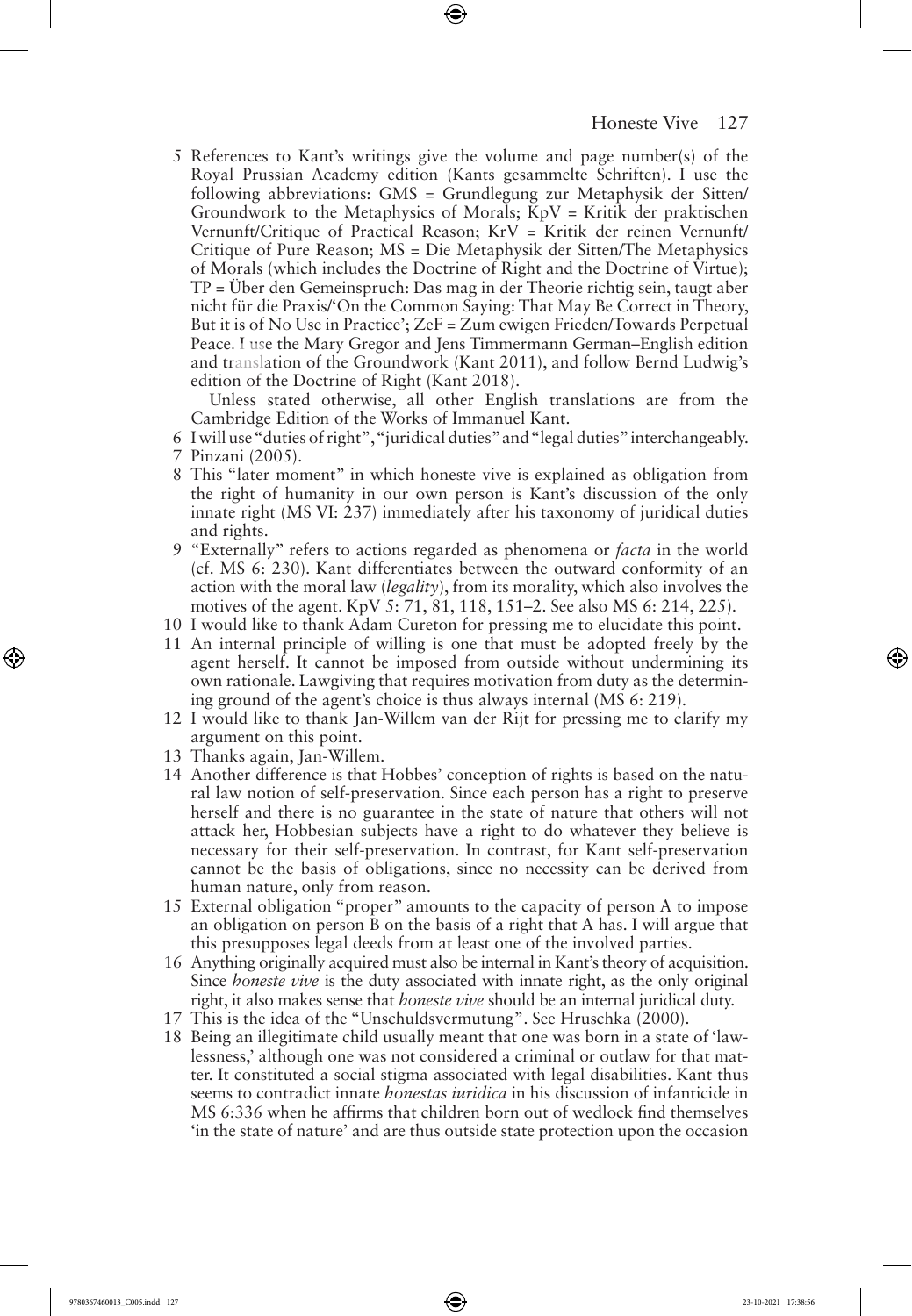5 References to Kant's writings give the volume and page number(s) of the Royal Prussian Academy edition (Kants gesammelte Schriften). I use the following abbreviations: GMS = Grundlegung zur Metaphysik der Sitten/ Groundwork to the Metaphysics of Morals; KpV = Kritik der praktischen Vernunft/Critique of Practical Reason; KrV = Kritik der reinen Vernunft/ Critique of Pure Reason; MS = Die Metaphysik der Sitten/The Metaphysics of Morals (which includes the Doctrine of Right and the Doctrine of Virtue); TP = Über den Gemeinspruch: Das mag in der Theorie richtig sein, taugt aber nicht für die Praxis/'On the Common Saying: That May Be Correct in Theory, But it is of No Use in Practice'; ZeF = Zum ewigen Frieden/Towards Perpetual Peace. I use the Mary Gregor and Jens Timmermann German–English edition and translation of the Groundwork (Kant 2011), and follow Bernd Ludwig's edition of the Doctrine of Right (Kant 2018).

Unless stated otherwise, all other English translations are from the Cambridge Edition of the Works of Immanuel Kant.

6 I will use "duties of right", "juridical duties" and "legal duties" interchangeably.

7 Pinzani (2005).

8 This "later moment" in which honeste vive is explained as obligation from the right of humanity in our own person is Kant's discussion of the only innate right (MS VI: 237) immediately after his taxonomy of juridical duties and rights.

9 "Externally" refers to actions regarded as phenomena or *facta* in the world (cf. MS 6: 230). Kant differentiates between the outward conformity of an action with the moral law (*legality*), from its morality, which also involves the motives of the agent. KpV 5: 71, 81, 118, 151–2. See also MS 6: 214, 225).

10 I would like to thank Adam Cureton for pressing me to elucidate this point.

11 An internal principle of willing is one that must be adopted freely by the agent herself. It cannot be imposed from outside without undermining its own rationale. Lawgiving that requires motivation from duty as the determining ground of the agent's choice is thus always internal (MS 6: 219).

12 I would like to thank Jan-Willem van der Rijt for pressing me to clarify my argument on this point.

13 Thanks again, Jan-Willem.

14 Another difference is that Hobbes' conception of rights is based on the natural law notion of self-preservation. Since each person has a right to preserve herself and there is no guarantee in the state of nature that others will not attack her, Hobbesian subjects have a right to do whatever they believe is necessary for their self-preservation. In contrast, for Kant self-preservation cannot be the basis of obligations, since no necessity can be derived from human nature, only from reason.

15 External obligation "proper" amounts to the capacity of person A to impose an obligation on person B on the basis of a right that A has. I will argue that this presupposes legal deeds from at least one of the involved parties.

16 Anything originally acquired must also be internal in Kant's theory of acquisition. Since *honeste vive* is the duty associated with innate right, as the only original right, it also makes sense that *honeste vive* should be an internal juridical duty.

17 This is the idea of the "Unschuldsvermutung". See Hruschka (2000).

18 Being an illegitimate child usually meant that one was born in a state of 'lawlessness,' although one was not considered a criminal or outlaw for that matter. It constituted a social stigma associated with legal disabilities. Kant thus seems to contradict innate *honestas iuridica* in his discussion of infanticide in MS 6:336 when he affirms that children born out of wedlock find themselves 'in the state of nature' and are thus outside state protection upon the occasion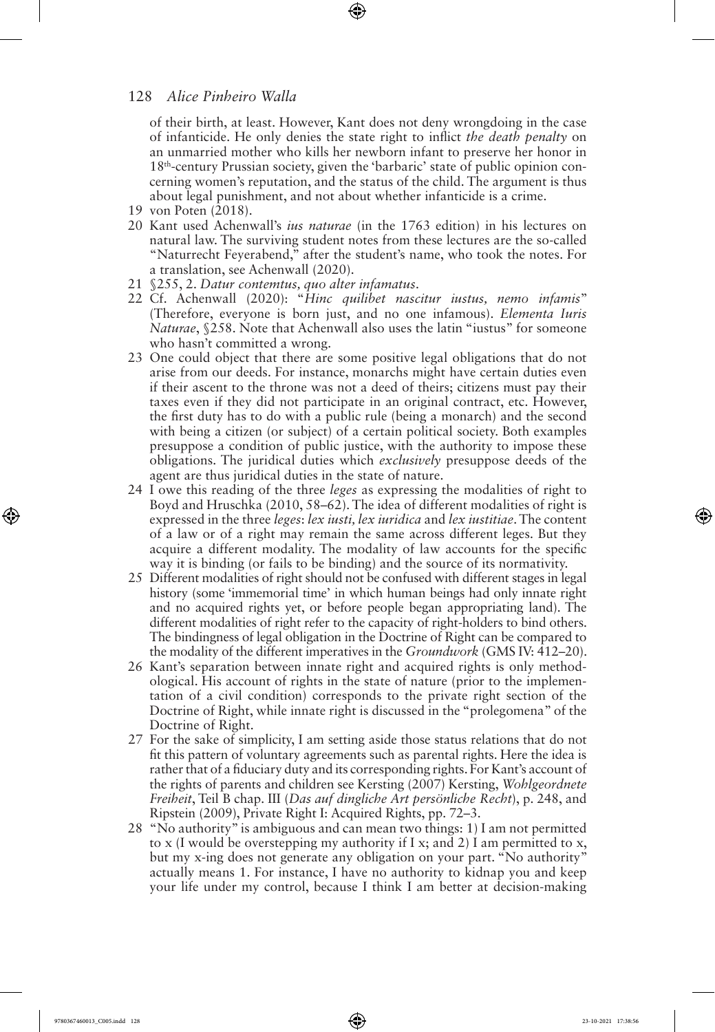of their birth, at least. However, Kant does not deny wrongdoing in the case of infanticide. He only denies the state right to inflict *the death penalty* on an unmarried mother who kills her newborn infant to preserve her honor in 18th-century Prussian society, given the 'barbaric' state of public opinion concerning women's reputation, and the status of the child. The argument is thus about legal punishment, and not about whether infanticide is a crime.

19 von Poten (2018).

20 Kant used Achenwall's *ius naturae* (in the 1763 edition) in his lectures on natural law. The surviving student notes from these lectures are the so-called "Naturrecht Feyerabend," after the student's name, who took the notes. For a translation, see Achenwall (2020).

21 §255, 2. *Datur contemtus, quo alter infamatus*.

22 Cf. Achenwall (2020): "*Hinc quilibet nascitur iustus, nemo infamis*" (Therefore, everyone is born just, and no one infamous). *Elementa Iuris Naturae*, §258. Note that Achenwall also uses the latin "iustus" for someone who hasn't committed a wrong.

23 One could object that there are some positive legal obligations that do not arise from our deeds. For instance, monarchs might have certain duties even if their ascent to the throne was not a deed of theirs; citizens must pay their taxes even if they did not participate in an original contract, etc. However, the first duty has to do with a public rule (being a monarch) and the second with being a citizen (or subject) of a certain political society. Both examples presuppose a condition of public justice, with the authority to impose these obligations. The juridical duties which *exclusively* presuppose deeds of the agent are thus juridical duties in the state of nature.

24 I owe this reading of the three *leges* as expressing the modalities of right to Boyd and Hruschka (2010, 58–62). The idea of different modalities of right is expressed in the three *leges*: *lex iusti, lex iuridica* and *lex iustitiae*. The content of a law or of a right may remain the same across different leges. But they acquire a different modality. The modality of law accounts for the specific way it is binding (or fails to be binding) and the source of its normativity.

25 Different modalities of right should not be confused with different stages in legal history (some 'immemorial time' in which human beings had only innate right and no acquired rights yet, or before people began appropriating land). The different modalities of right refer to the capacity of right-holders to bind others. The bindingness of legal obligation in the Doctrine of Right can be compared to the modality of the different imperatives in the *Groundwork* (GMS IV: 412–20).

26 Kant's separation between innate right and acquired rights is only methodological. His account of rights in the state of nature (prior to the implementation of a civil condition) corresponds to the private right section of the Doctrine of Right, while innate right is discussed in the "prolegomena" of the Doctrine of Right.

27 For the sake of simplicity, I am setting aside those status relations that do not fit this pattern of voluntary agreements such as parental rights. Here the idea is rather that of a fiduciary duty and its corresponding rights. For Kant's account of the rights of parents and children see Kersting (2007) Kersting, *Wohlgeordnete Freiheit*, Teil B chap. III (*Das auf dingliche Art persönliche Recht*), p. 248, and Ripstein (2009), Private Right I: Acquired Rights, pp. 72–3.

28 "No authority" is ambiguous and can mean two things: 1) I am not permitted to x (I would be overstepping my authority if I x; and 2) I am permitted to x, but my x-ing does not generate any obligation on your part. "No authority" actually means 1. For instance, I have no authority to kidnap you and keep your life under my control, because I think I am better at decision-making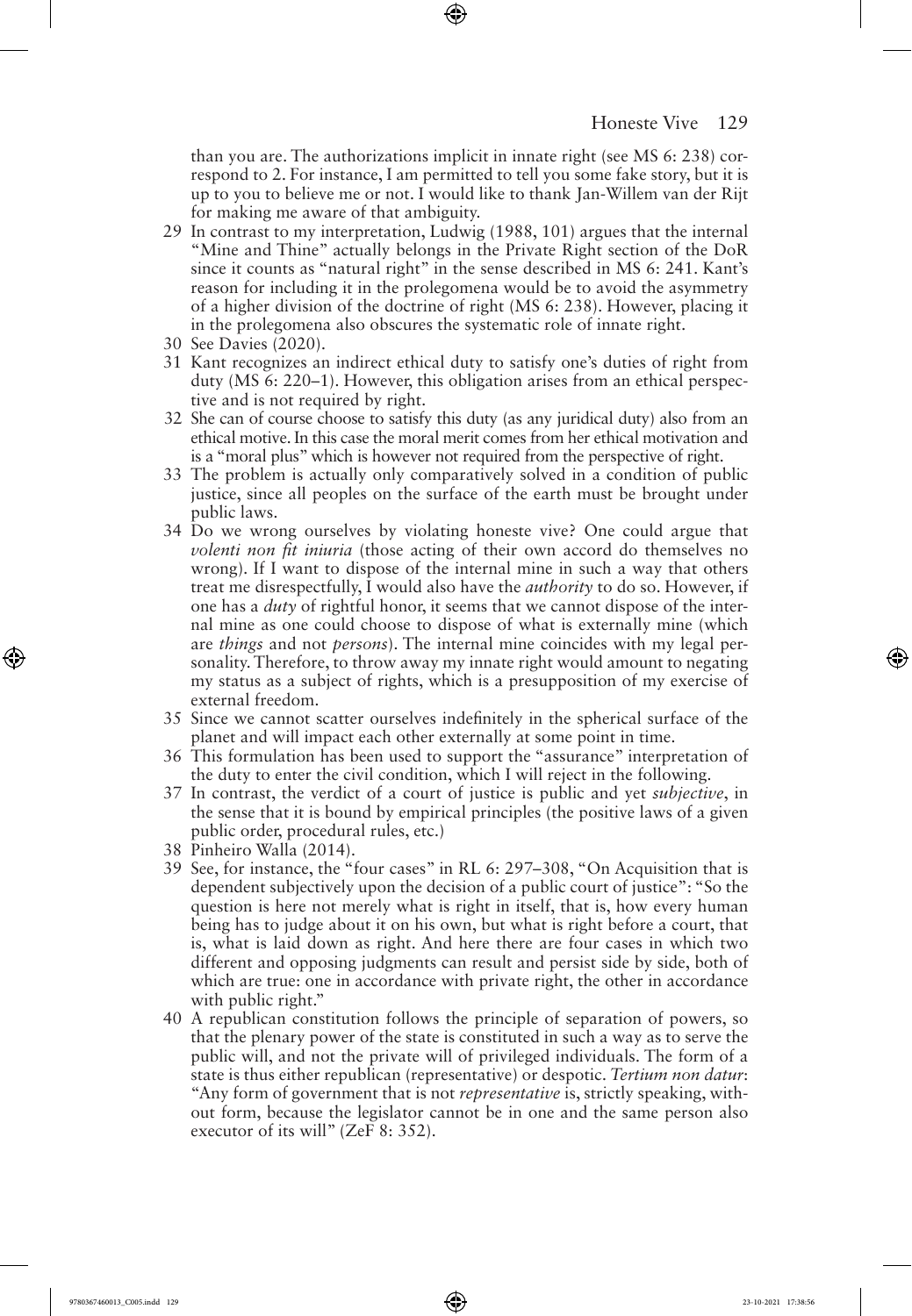than you are. The authorizations implicit in innate right (see MS 6: 238) correspond to 2. For instance, I am permitted to tell you some fake story, but it is up to you to believe me or not. I would like to thank Jan-Willem van der Rijt for making me aware of that ambiguity.

29 In contrast to my interpretation, Ludwig (1988, 101) argues that the internal "Mine and Thine" actually belongs in the Private Right section of the DoR since it counts as "natural right" in the sense described in MS 6: 241. Kant's reason for including it in the prolegomena would be to avoid the asymmetry of a higher division of the doctrine of right (MS 6: 238). However, placing it in the prolegomena also obscures the systematic role of innate right.

30 See Davies (2020).

31 Kant recognizes an indirect ethical duty to satisfy one's duties of right from duty (MS 6: 220–1). However, this obligation arises from an ethical perspective and is not required by right.

32 She can of course choose to satisfy this duty (as any juridical duty) also from an ethical motive. In this case the moral merit comes from her ethical motivation and is a "moral plus" which is however not required from the perspective of right.

33 The problem is actually only comparatively solved in a condition of public justice, since all peoples on the surface of the earth must be brought under public laws.

34 Do we wrong ourselves by violating honeste vive? One could argue that *volenti non fit iniuria* (those acting of their own accord do themselves no wrong). If I want to dispose of the internal mine in such a way that others treat me disrespectfully, I would also have the *authority* to do so. However, if one has a *duty* of rightful honor, it seems that we cannot dispose of the internal mine as one could choose to dispose of what is externally mine (which are *things* and not *persons*). The internal mine coincides with my legal personality. Therefore, to throw away my innate right would amount to negating my status as a subject of rights, which is a presupposition of my exercise of external freedom.

35 Since we cannot scatter ourselves indefinitely in the spherical surface of the planet and will impact each other externally at some point in time.

36 This formulation has been used to support the "assurance" interpretation of the duty to enter the civil condition, which I will reject in the following.

37 In contrast, the verdict of a court of justice is public and yet *subjective*, in the sense that it is bound by empirical principles (the positive laws of a given public order, procedural rules, etc.)

38 Pinheiro Walla (2014).

39 See, for instance, the "four cases" in RL 6: 297–308, "On Acquisition that is dependent subjectively upon the decision of a public court of justice": "So the question is here not merely what is right in itself, that is, how every human being has to judge about it on his own, but what is right before a court, that is, what is laid down as right. And here there are four cases in which two different and opposing judgments can result and persist side by side, both of which are true: one in accordance with private right, the other in accordance with public right."

40 A republican constitution follows the principle of separation of powers, so that the plenary power of the state is constituted in such a way as to serve the public will, and not the private will of privileged individuals. The form of a state is thus either republican (representative) or despotic. *Tertium non datur*: "Any form of government that is not *representative* is, strictly speaking, without form, because the legislator cannot be in one and the same person also executor of its will" (ZeF 8: 352).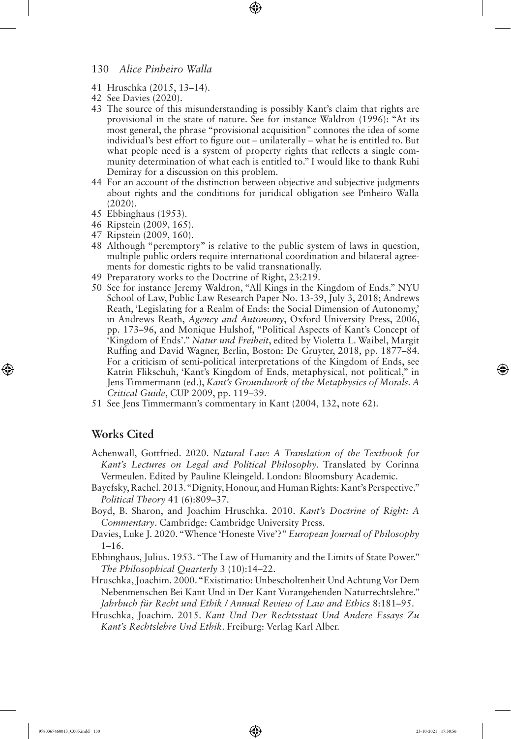41 Hruschka (2015, 13–14).
42 See Davies (2020).
43 The source of this misunderstanding is possibly Kant's claim that rights are provisional in the state of nature. See for instance Waldron (1996): "At its most general, the phrase "provisional acquisition" connotes the idea of some individual's best effort to figure out – unilaterally – what he is entitled to. But what people need is a system of property rights that reflects a single community determination of what each is entitled to." I would like to thank Ruhi Demiray for a discussion on this problem.
44 For an account of the distinction between objective and subjective judgments about rights and the conditions for juridical obligation see Pinheiro Walla (2020).
45 Ebbinghaus (1953).
46 Ripstein (2009, 165).
47 Ripstein (2009, 160).
48 Although "peremptory" is relative to the public system of laws in question, multiple public orders require international coordination and bilateral agreements for domestic rights to be valid transnationally.
49 Preparatory works to the Doctrine of Right, 23:219.
50 See for instance Jeremy Waldron, "All Kings in the Kingdom of Ends." NYU School of Law, Public Law Research Paper No. 13-39, July 3, 2018; Andrews Reath, 'Legislating for a Realm of Ends: the Social Dimension of Autonomy,' in Andrews Reath, *Agency and Autonomy*, Oxford University Press, 2006, pp. 173–96, and Monique Hulshof, "Political Aspects of Kant's Concept of 'Kingdom of Ends'." *Natur und Freiheit*, edited by Violetta L. Waibel, Margit Ruffing and David Wagner, Berlin, Boston: De Gruyter, 2018, pp. 1877–84. For a criticism of semi-political interpretations of the Kingdom of Ends, see Katrin Flikschuh, 'Kant's Kingdom of Ends, metaphysical, not political," in Jens Timmermann (ed.), *Kant's Groundwork of the Metaphysics of Morals. A Critical Guide*, CUP 2009, pp. 119–39.
51 See Jens Timmermann's commentary in Kant (2004, 132, note 62).

## Works Cited

Achenwall, Gottfried. 2020. *Natural Law: A Translation of the Textbook for Kant's Lectures on Legal and Political Philosophy*. Translated by Corinna Vermeulen. Edited by Pauline Kleingeld. London: Bloomsbury Academic.

Bayefsky, Rachel. 2013. "Dignity, Honour, and Human Rights: Kant's Perspective." *Political Theory* 41 (6):809–37.

Boyd, B. Sharon, and Joachim Hruschka. 2010. *Kant's Doctrine of Right: A Commentary*. Cambridge: Cambridge University Press.

Davies, Luke J. 2020. "Whence 'Honeste Vive'?" *European Journal of Philosophy* 1–16.

Ebbinghaus, Julius. 1953. "The Law of Humanity and the Limits of State Power." *The Philosophical Quarterly* 3 (10):14–22.

Hruschka, Joachim. 2000. "Existimatio: Unbescholtenheit Und Achtung Vor Dem Nebenmenschen Bei Kant Und in Der Kant Vorangehenden Naturrechtslehre." *Jahrbuch für Recht und Ethik / Annual Review of Law and Ethics* 8:181–95.

Hruschka, Joachim. 2015. *Kant Und Der Rechtsstaat Und Andere Essays Zu Kant's Rechtslehre Und Ethik*. Freiburg: Verlag Karl Alber.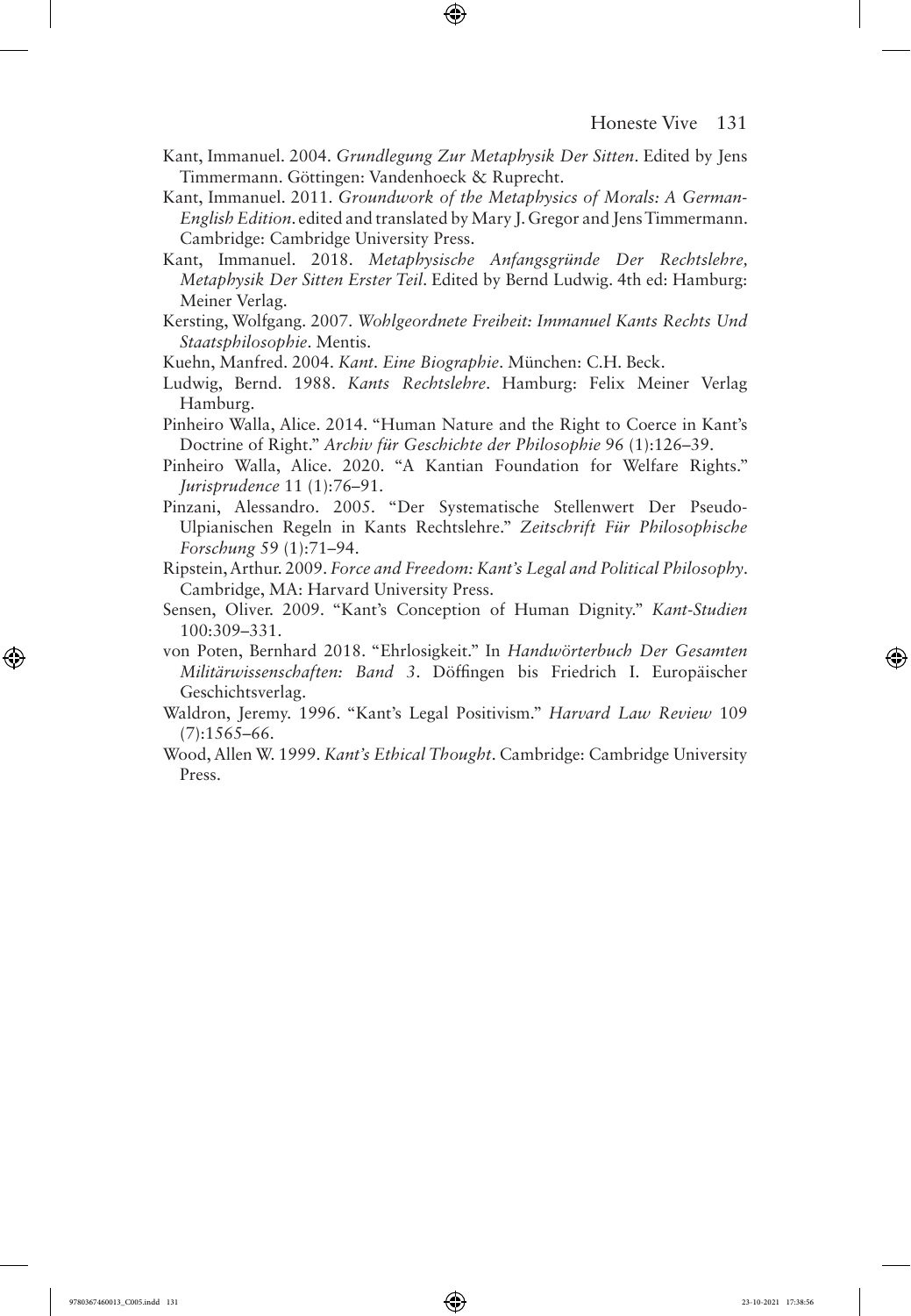Kant, Immanuel. 2004. *Grundlegung Zur Metaphysik Der Sitten*. Edited by Jens Timmermann. Göttingen: Vandenhoeck & Ruprecht.

Kant, Immanuel. 2011. *Groundwork of the Metaphysics of Morals: A German-English Edition*. edited and translated by Mary J. Gregor and Jens Timmermann. Cambridge: Cambridge University Press.

Kant, Immanuel. 2018. *Metaphysische Anfangsgründe Der Rechtslehre, Metaphysik Der Sitten Erster Teil*. Edited by Bernd Ludwig. 4th ed: Hamburg: Meiner Verlag.

Kersting, Wolfgang. 2007. *Wohlgeordnete Freiheit: Immanuel Kants Rechts Und Staatsphilosophie*. Mentis.

Kuehn, Manfred. 2004. *Kant. Eine Biographie*. München: C.H. Beck.

Ludwig, Bernd. 1988. *Kants Rechtslehre*. Hamburg: Felix Meiner Verlag Hamburg.

Pinheiro Walla, Alice. 2014. "Human Nature and the Right to Coerce in Kant's Doctrine of Right." *Archiv für Geschichte der Philosophie* 96 (1):126–39.

Pinheiro Walla, Alice. 2020. "A Kantian Foundation for Welfare Rights." *Jurisprudence* 11 (1):76–91.

Pinzani, Alessandro. 2005. "Der Systematische Stellenwert Der Pseudo-Ulpianischen Regeln in Kants Rechtslehre." *Zeitschrift Für Philosophische Forschung* 59 (1):71–94.

Ripstein, Arthur. 2009. *Force and Freedom: Kant's Legal and Political Philosophy*. Cambridge, MA: Harvard University Press.

Sensen, Oliver. 2009. "Kant's Conception of Human Dignity." *Kant-Studien* 100:309–331.

von Poten, Bernhard 2018. "Ehrlosigkeit." In *Handwörterbuch Der Gesamten Militärwissenschaften: Band 3*. Döffingen bis Friedrich I. Europäischer Geschichtsverlag.

Waldron, Jeremy. 1996. "Kant's Legal Positivism." *Harvard Law Review* 109 (7):1565–66.

Wood, Allen W. 1999. *Kant's Ethical Thought*. Cambridge: Cambridge University Press.